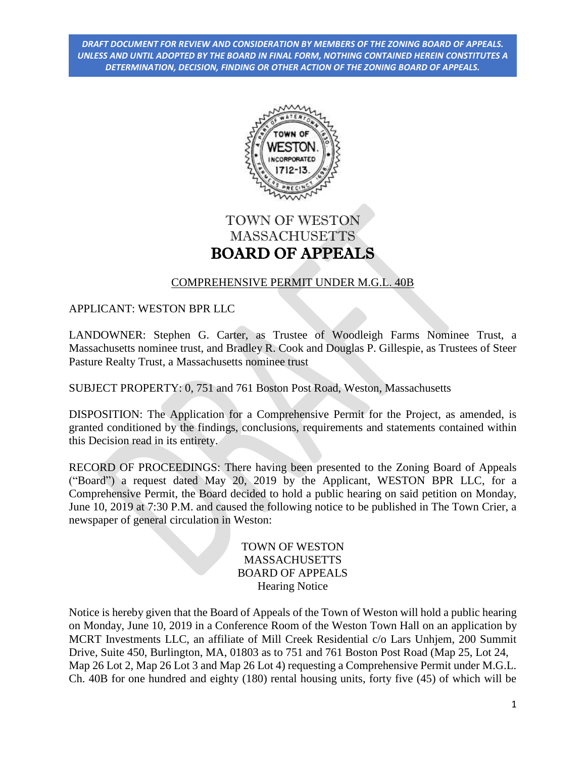**DRAFT DOCUMENT FOR REVIEW AND CONSIDERATION BY MEMBERS OF THE ZONING BOARD OF APPEALS. UNLESS AND UNTIL ADOPTED BY THE BOARD IN FINAL FORM, NOTHING CONTAINED HEREIN CONSTITUTES A DETERMINATION, DECISION, FINDING OR OTHER ACTION OF THE ZONING BOARD OF APPEALS.**

# TOWN OF WESTON
# MASSACHUSETTS
# BOARD OF APPEALS

COMPREHENSIVE PERMIT UNDER M.G.L. 40B

APPLICANT: WESTON BPR LLC

LANDOWNER: Stephen G. Carter, as Trustee of Woodleigh Farms Nominee Trust, a Massachusetts nominee trust, and Bradley R. Cook and Douglas P. Gillespie, as Trustees of Steer Pasture Realty Trust, a Massachusetts nominee trust

SUBJECT PROPERTY: 0, 751 and 761 Boston Post Road, Weston, Massachusetts

DISPOSITION: The Application for a Comprehensive Permit for the Project, as amended, is granted conditioned by the findings, conclusions, requirements and statements contained within this Decision read in its entirety.

RECORD OF PROCEEDINGS: There having been presented to the Zoning Board of Appeals ("Board") a request dated May 20, 2019 by the Applicant, WESTON BPR LLC, for a Comprehensive Permit, the Board decided to hold a public hearing on said petition on Monday, June 10, 2019 at 7:30 P.M. and caused the following notice to be published in The Town Crier, a newspaper of general circulation in Weston:

TOWN OF WESTON
MASSACHUSETTS
BOARD OF APPEALS
Hearing Notice

Notice is hereby given that the Board of Appeals of the Town of Weston will hold a public hearing on Monday, June 10, 2019 in a Conference Room of the Weston Town Hall on an application by MCRT Investments LLC, an affiliate of Mill Creek Residential c/o Lars Unhjem, 200 Summit Drive, Suite 450, Burlington, MA, 01803 as to 751 and 761 Boston Post Road (Map 25, Lot 24, Map 26 Lot 2, Map 26 Lot 3 and Map 26 Lot 4) requesting a Comprehensive Permit under M.G.L. Ch. 40B for one hundred and eighty (180) rental housing units, forty five (45) of which will be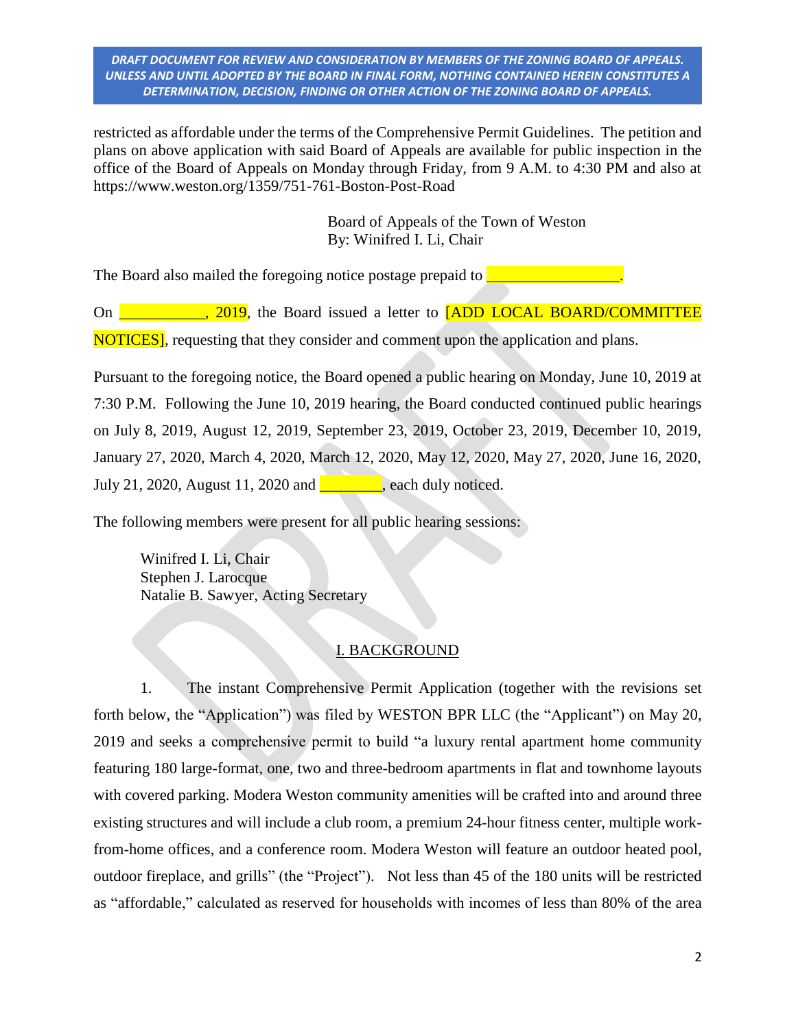restricted as affordable under the terms of the Comprehensive Permit Guidelines. The petition and plans on above application with said Board of Appeals are available for public inspection in the office of the Board of Appeals on Monday through Friday, from 9 A.M. to 4:30 PM and also at https://www.weston.org/1359/751-761-Boston-Post-Road

Board of Appeals of the Town of Weston
By: Winifred I. Li, Chair

The Board also mailed the foregoing notice postage prepaid to _________________.

On ___________, 2019, the Board issued a letter to [ADD LOCAL BOARD/COMMITTEE NOTICES], requesting that they consider and comment upon the application and plans.

Pursuant to the foregoing notice, the Board opened a public hearing on Monday, June 10, 2019 at 7:30 P.M. Following the June 10, 2019 hearing, the Board conducted continued public hearings on July 8, 2019, August 12, 2019, September 23, 2019, October 23, 2019, December 10, 2019, January 27, 2020, March 4, 2020, March 12, 2020, May 12, 2020, May 27, 2020, June 16, 2020, July 21, 2020, August 11, 2020 and ________, each duly noticed.

The following members were present for all public hearing sessions:

Winifred I. Li, Chair
Stephen J. Larocque
Natalie B. Sawyer, Acting Secretary

## I. BACKGROUND

1. The instant Comprehensive Permit Application (together with the revisions set forth below, the "Application") was filed by WESTON BPR LLC (the "Applicant") on May 20, 2019 and seeks a comprehensive permit to build "a luxury rental apartment home community featuring 180 large-format, one, two and three-bedroom apartments in flat and townhome layouts with covered parking. Modera Weston community amenities will be crafted into and around three existing structures and will include a club room, a premium 24-hour fitness center, multiple work-from-home offices, and a conference room. Modera Weston will feature an outdoor heated pool, outdoor fireplace, and grills" (the "Project"). Not less than 45 of the 180 units will be restricted as "affordable," calculated as reserved for households with incomes of less than 80% of the area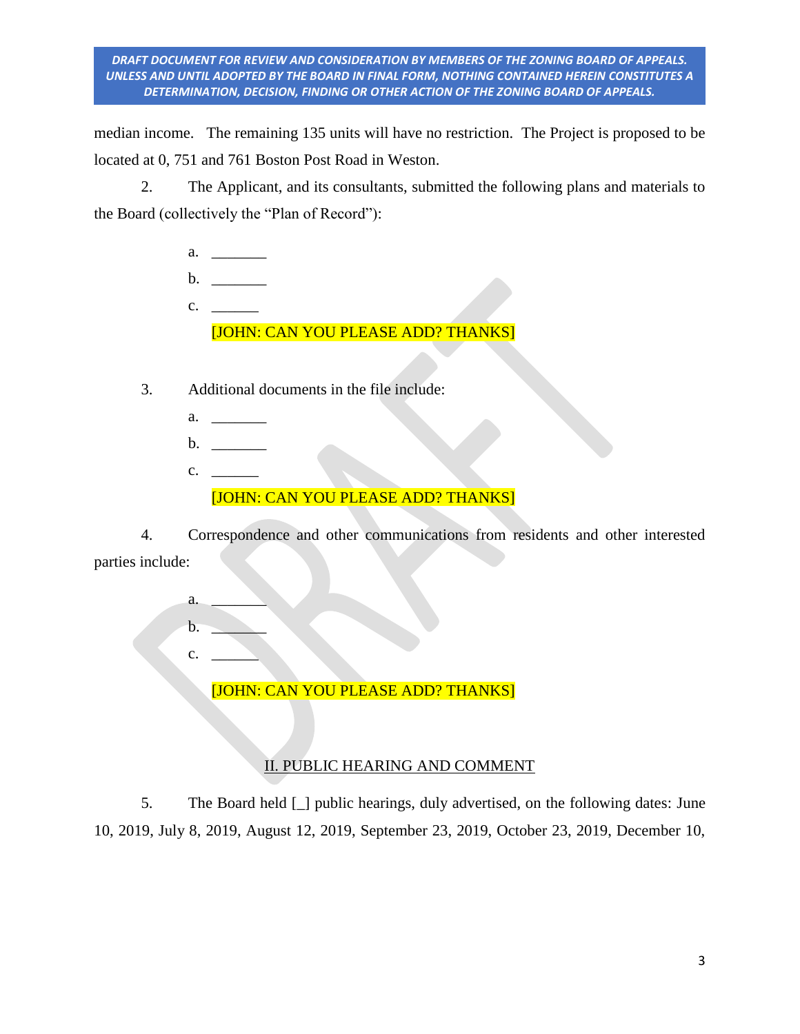median income. The remaining 135 units will have no restriction. The Project is proposed to be located at 0, 751 and 761 Boston Post Road in Weston.

2. The Applicant, and its consultants, submitted the following plans and materials to the Board (collectively the "Plan of Record"):

a. _______
b. _______
c. ______

[JOHN: CAN YOU PLEASE ADD? THANKS]

3. Additional documents in the file include:

a. _______
b. _______
c. ______

[JOHN: CAN YOU PLEASE ADD? THANKS]

4. Correspondence and other communications from residents and other interested parties include:

a. _______
b. _______
c. ______

[JOHN: CAN YOU PLEASE ADD? THANKS]

## II. PUBLIC HEARING AND COMMENT

5. The Board held [_] public hearings, duly advertised, on the following dates: June 10, 2019, July 8, 2019, August 12, 2019, September 23, 2019, October 23, 2019, December 10,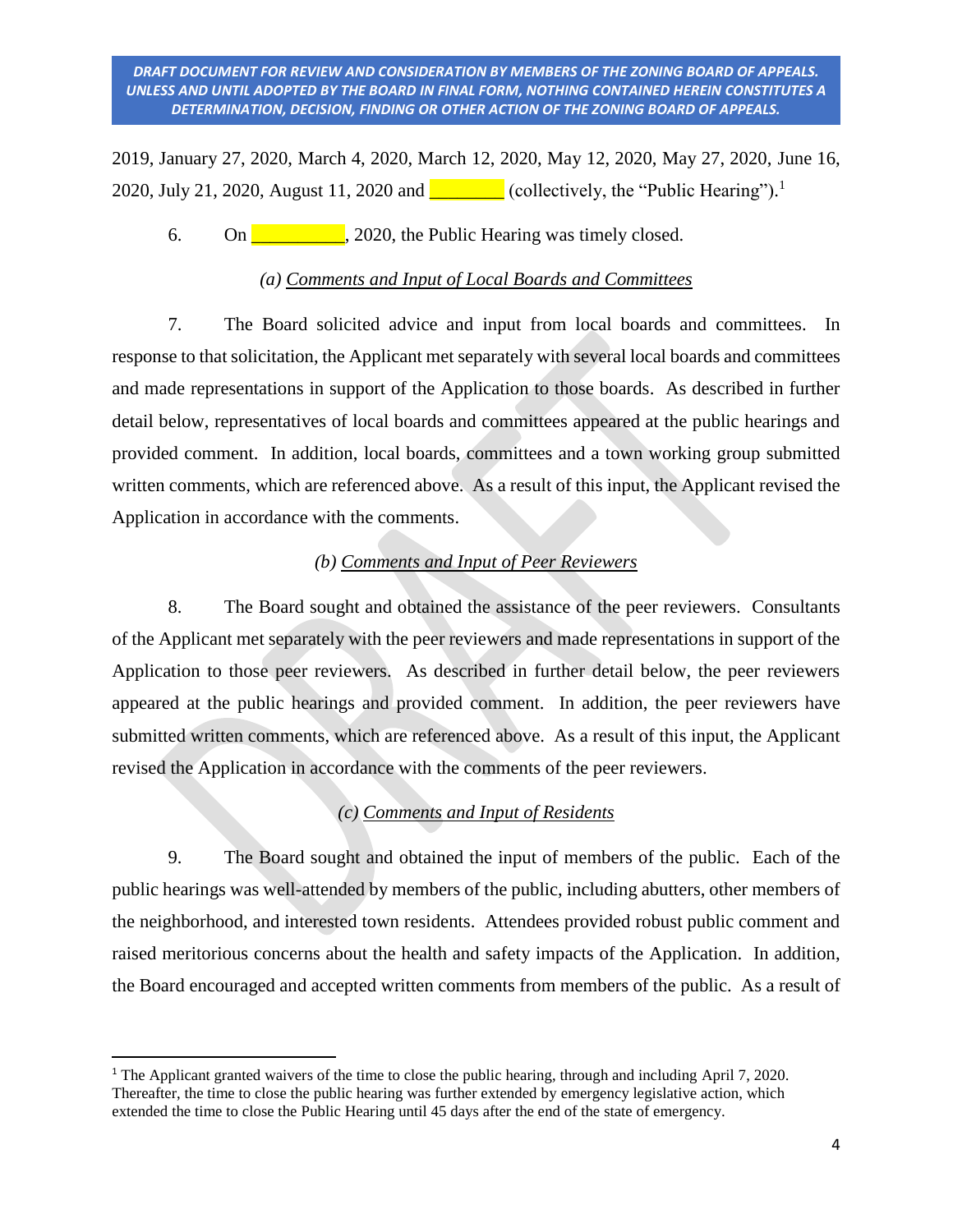2019, January 27, 2020, March 4, 2020, March 12, 2020, May 12, 2020, May 27, 2020, June 16, 2020, July 21, 2020, August 11, 2020 and ________ (collectively, the "Public Hearing").[1]

6. On __________, 2020, the Public Hearing was timely closed.

*(a) Comments and Input of Local Boards and Committees*

7. The Board solicited advice and input from local boards and committees. In response to that solicitation, the Applicant met separately with several local boards and committees and made representations in support of the Application to those boards. As described in further detail below, representatives of local boards and committees appeared at the public hearings and provided comment. In addition, local boards, committees and a town working group submitted written comments, which are referenced above. As a result of this input, the Applicant revised the Application in accordance with the comments.

*(b) Comments and Input of Peer Reviewers*

8. The Board sought and obtained the assistance of the peer reviewers. Consultants of the Applicant met separately with the peer reviewers and made representations in support of the Application to those peer reviewers. As described in further detail below, the peer reviewers appeared at the public hearings and provided comment. In addition, the peer reviewers have submitted written comments, which are referenced above. As a result of this input, the Applicant revised the Application in accordance with the comments of the peer reviewers.

*(c) Comments and Input of Residents*

9. The Board sought and obtained the input of members of the public. Each of the public hearings was well-attended by members of the public, including abutters, other members of the neighborhood, and interested town residents. Attendees provided robust public comment and raised meritorious concerns about the health and safety impacts of the Application. In addition, the Board encouraged and accepted written comments from members of the public. As a result of

---

[1] The Applicant granted waivers of the time to close the public hearing, through and including April 7, 2020. Thereafter, the time to close the public hearing was further extended by emergency legislative action, which extended the time to close the Public Hearing until 45 days after the end of the state of emergency.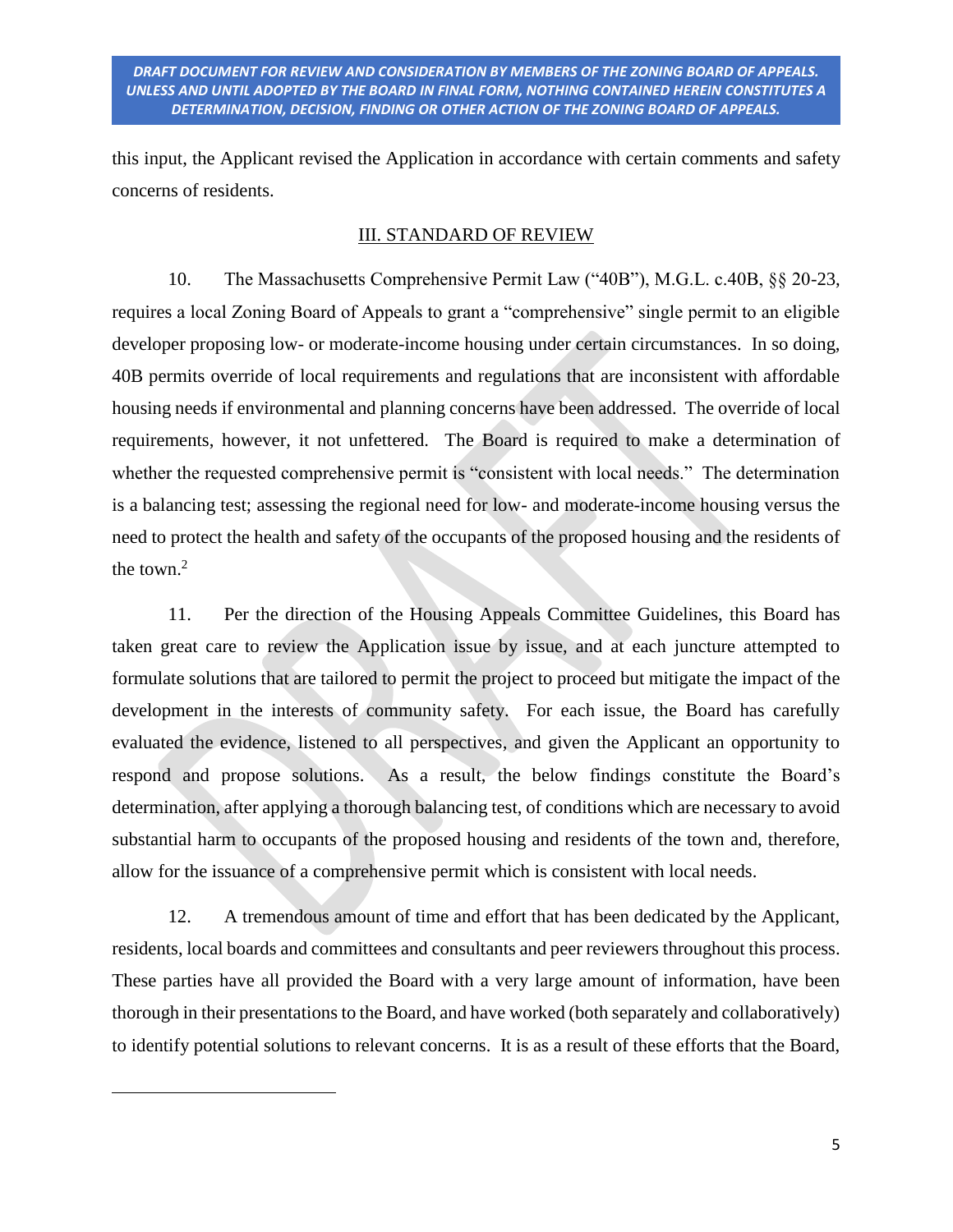DRAFT DOCUMENT FOR REVIEW AND CONSIDERATION BY MEMBERS OF THE ZONING BOARD OF APPEALS. UNLESS AND UNTIL ADOPTED BY THE BOARD IN FINAL FORM, NOTHING CONTAINED HEREIN CONSTITUTES A DETERMINATION, DECISION, FINDING OR OTHER ACTION OF THE ZONING BOARD OF APPEALS.

this input, the Applicant revised the Application in accordance with certain comments and safety concerns of residents.

## III. STANDARD OF REVIEW

10. The Massachusetts Comprehensive Permit Law ("40B"), M.G.L. c.40B, §§ 20-23, requires a local Zoning Board of Appeals to grant a "comprehensive" single permit to an eligible developer proposing low- or moderate-income housing under certain circumstances. In so doing, 40B permits override of local requirements and regulations that are inconsistent with affordable housing needs if environmental and planning concerns have been addressed. The override of local requirements, however, it not unfettered. The Board is required to make a determination of whether the requested comprehensive permit is "consistent with local needs." The determination is a balancing test; assessing the regional need for low- and moderate-income housing versus the need to protect the health and safety of the occupants of the proposed housing and the residents of the town.[2]

11. Per the direction of the Housing Appeals Committee Guidelines, this Board has taken great care to review the Application issue by issue, and at each juncture attempted to formulate solutions that are tailored to permit the project to proceed but mitigate the impact of the development in the interests of community safety. For each issue, the Board has carefully evaluated the evidence, listened to all perspectives, and given the Applicant an opportunity to respond and propose solutions. As a result, the below findings constitute the Board's determination, after applying a thorough balancing test, of conditions which are necessary to avoid substantial harm to occupants of the proposed housing and residents of the town and, therefore, allow for the issuance of a comprehensive permit which is consistent with local needs.

12. A tremendous amount of time and effort that has been dedicated by the Applicant, residents, local boards and committees and consultants and peer reviewers throughout this process. These parties have all provided the Board with a very large amount of information, have been thorough in their presentations to the Board, and have worked (both separately and collaboratively) to identify potential solutions to relevant concerns. It is as a result of these efforts that the Board,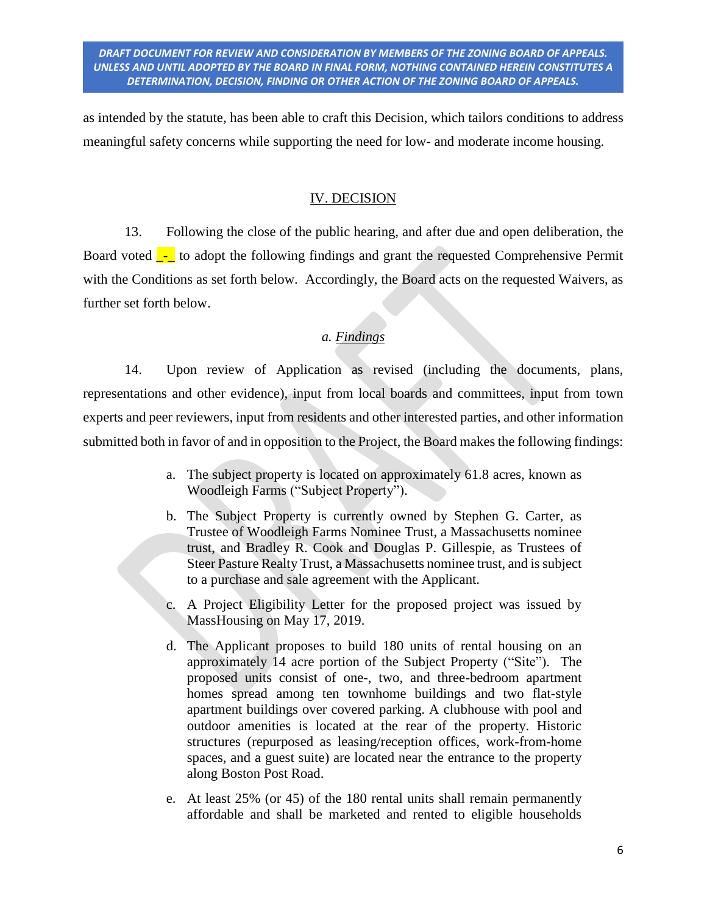as intended by the statute, has been able to craft this Decision, which tailors conditions to address meaningful safety concerns while supporting the need for low- and moderate income housing.

## IV. DECISION

13. Following the close of the public hearing, and after due and open deliberation, the Board voted _-_ to adopt the following findings and grant the requested Comprehensive Permit with the Conditions as set forth below. Accordingly, the Board acts on the requested Waivers, as further set forth below.

### *a. Findings*

14. Upon review of Application as revised (including the documents, plans, representations and other evidence), input from local boards and committees, input from town experts and peer reviewers, input from residents and other interested parties, and other information submitted both in favor of and in opposition to the Project, the Board makes the following findings:

a. The subject property is located on approximately 61.8 acres, known as Woodleigh Farms ("Subject Property").

b. The Subject Property is currently owned by Stephen G. Carter, as Trustee of Woodleigh Farms Nominee Trust, a Massachusetts nominee trust, and Bradley R. Cook and Douglas P. Gillespie, as Trustees of Steer Pasture Realty Trust, a Massachusetts nominee trust, and is subject to a purchase and sale agreement with the Applicant.

c. A Project Eligibility Letter for the proposed project was issued by MassHousing on May 17, 2019.

d. The Applicant proposes to build 180 units of rental housing on an approximately 14 acre portion of the Subject Property ("Site"). The proposed units consist of one-, two, and three-bedroom apartment homes spread among ten townhome buildings and two flat-style apartment buildings over covered parking. A clubhouse with pool and outdoor amenities is located at the rear of the property. Historic structures (repurposed as leasing/reception offices, work-from-home spaces, and a guest suite) are located near the entrance to the property along Boston Post Road.

e. At least 25% (or 45) of the 180 rental units shall remain permanently affordable and shall be marketed and rented to eligible households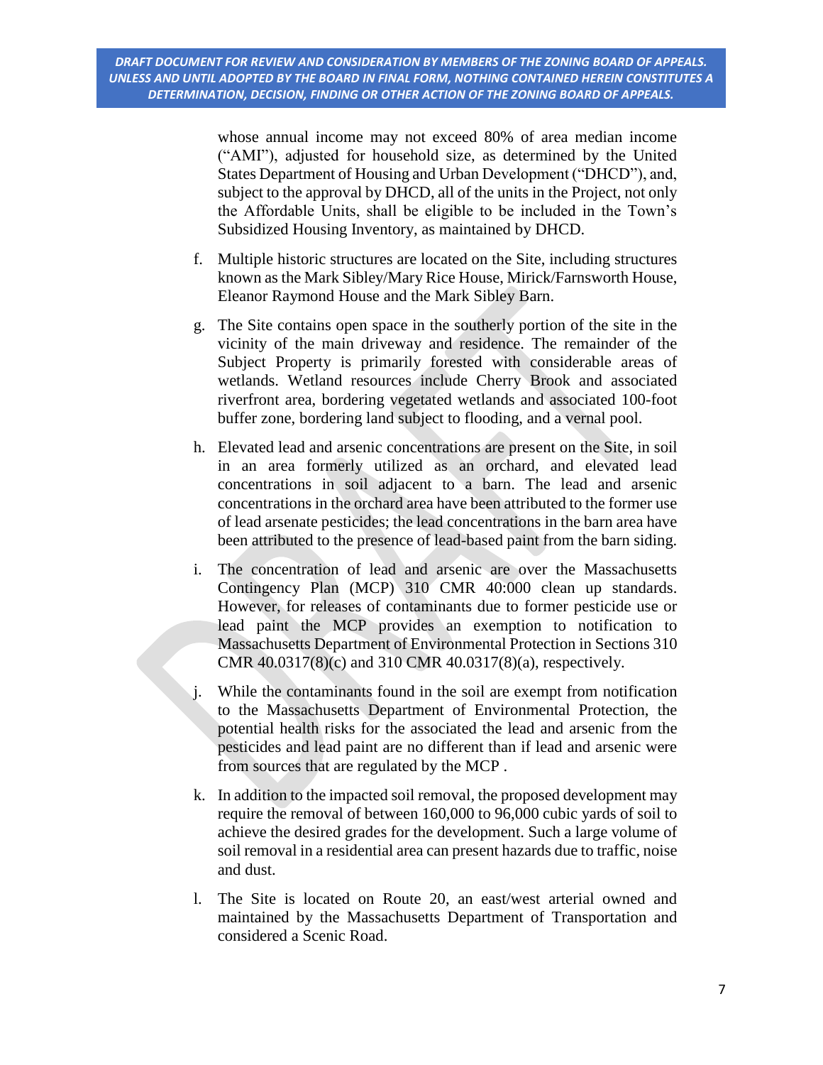whose annual income may not exceed 80% of area median income ("AMI"), adjusted for household size, as determined by the United States Department of Housing and Urban Development ("DHCD"), and, subject to the approval by DHCD, all of the units in the Project, not only the Affordable Units, shall be eligible to be included in the Town's Subsidized Housing Inventory, as maintained by DHCD.

f. Multiple historic structures are located on the Site, including structures known as the Mark Sibley/Mary Rice House, Mirick/Farnsworth House, Eleanor Raymond House and the Mark Sibley Barn.

g. The Site contains open space in the southerly portion of the site in the vicinity of the main driveway and residence. The remainder of the Subject Property is primarily forested with considerable areas of wetlands. Wetland resources include Cherry Brook and associated riverfront area, bordering vegetated wetlands and associated 100-foot buffer zone, bordering land subject to flooding, and a vernal pool.

h. Elevated lead and arsenic concentrations are present on the Site, in soil in an area formerly utilized as an orchard, and elevated lead concentrations in soil adjacent to a barn. The lead and arsenic concentrations in the orchard area have been attributed to the former use of lead arsenate pesticides; the lead concentrations in the barn area have been attributed to the presence of lead-based paint from the barn siding.

i. The concentration of lead and arsenic are over the Massachusetts Contingency Plan (MCP) 310 CMR 40:000 clean up standards. However, for releases of contaminants due to former pesticide use or lead paint the MCP provides an exemption to notification to Massachusetts Department of Environmental Protection in Sections 310 CMR 40.0317(8)(c) and 310 CMR 40.0317(8)(a), respectively.

j. While the contaminants found in the soil are exempt from notification to the Massachusetts Department of Environmental Protection, the potential health risks for the associated the lead and arsenic from the pesticides and lead paint are no different than if lead and arsenic were from sources that are regulated by the MCP .

k. In addition to the impacted soil removal, the proposed development may require the removal of between 160,000 to 96,000 cubic yards of soil to achieve the desired grades for the development. Such a large volume of soil removal in a residential area can present hazards due to traffic, noise and dust.

l. The Site is located on Route 20, an east/west arterial owned and maintained by the Massachusetts Department of Transportation and considered a Scenic Road.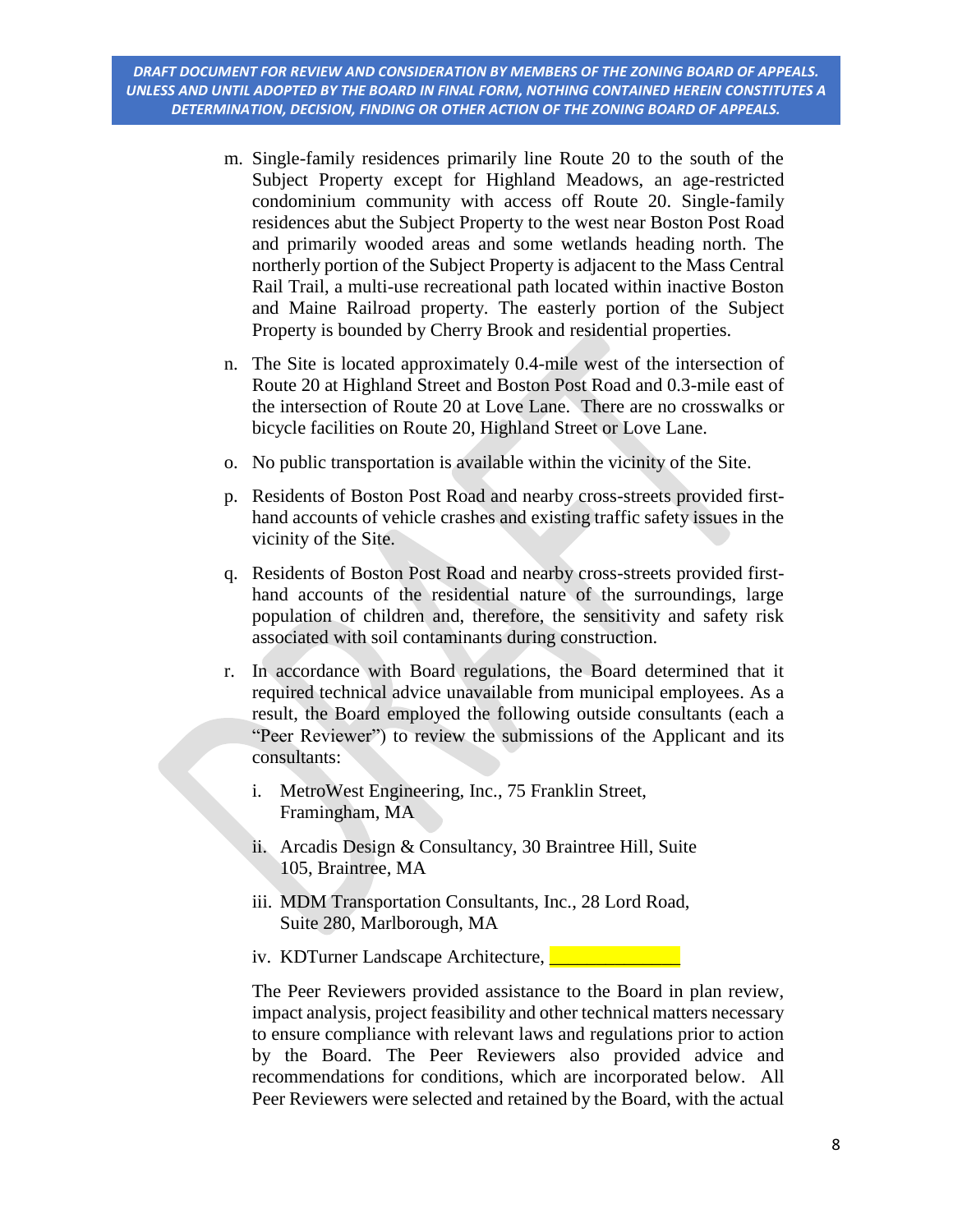**DRAFT DOCUMENT FOR REVIEW AND CONSIDERATION BY MEMBERS OF THE ZONING BOARD OF APPEALS. UNLESS AND UNTIL ADOPTED BY THE BOARD IN FINAL FORM, NOTHING CONTAINED HEREIN CONSTITUTES A DETERMINATION, DECISION, FINDING OR OTHER ACTION OF THE ZONING BOARD OF APPEALS.**

m. Single-family residences primarily line Route 20 to the south of the Subject Property except for Highland Meadows, an age-restricted condominium community with access off Route 20. Single-family residences abut the Subject Property to the west near Boston Post Road and primarily wooded areas and some wetlands heading north. The northerly portion of the Subject Property is adjacent to the Mass Central Rail Trail, a multi-use recreational path located within inactive Boston and Maine Railroad property. The easterly portion of the Subject Property is bounded by Cherry Brook and residential properties.

n. The Site is located approximately 0.4-mile west of the intersection of Route 20 at Highland Street and Boston Post Road and 0.3-mile east of the intersection of Route 20 at Love Lane. There are no crosswalks or bicycle facilities on Route 20, Highland Street or Love Lane.

o. No public transportation is available within the vicinity of the Site.

p. Residents of Boston Post Road and nearby cross-streets provided first-hand accounts of vehicle crashes and existing traffic safety issues in the vicinity of the Site.

q. Residents of Boston Post Road and nearby cross-streets provided first-hand accounts of the residential nature of the surroundings, large population of children and, therefore, the sensitivity and safety risk associated with soil contaminants during construction.

r. In accordance with Board regulations, the Board determined that it required technical advice unavailable from municipal employees. As a result, the Board employed the following outside consultants (each a "Peer Reviewer") to review the submissions of the Applicant and its consultants:

   i. MetroWest Engineering, Inc., 75 Franklin Street, Framingham, MA

   ii. Arcadis Design & Consultancy, 30 Braintree Hill, Suite 105, Braintree, MA

   iii. MDM Transportation Consultants, Inc., 28 Lord Road, Suite 280, Marlborough, MA

   iv. KDTurner Landscape Architecture, ______________

   The Peer Reviewers provided assistance to the Board in plan review, impact analysis, project feasibility and other technical matters necessary to ensure compliance with relevant laws and regulations prior to action by the Board. The Peer Reviewers also provided advice and recommendations for conditions, which are incorporated below. All Peer Reviewers were selected and retained by the Board, with the actual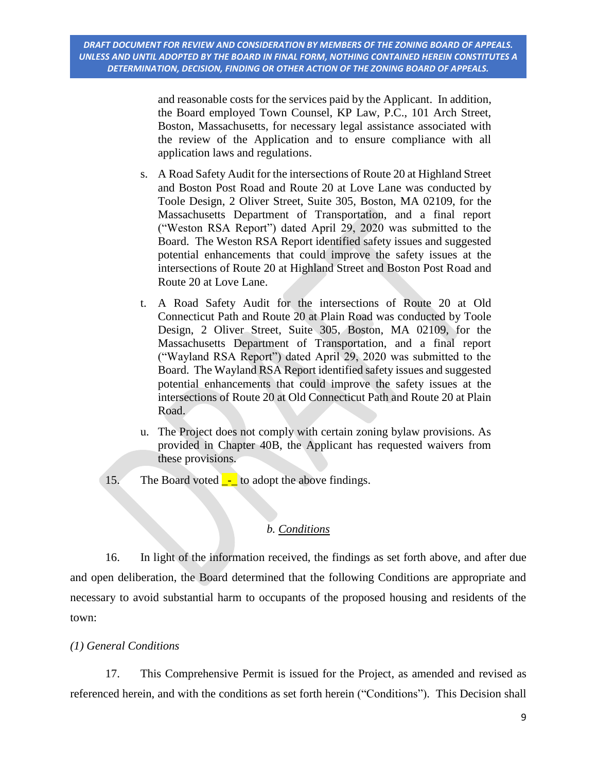and reasonable costs for the services paid by the Applicant. In addition, the Board employed Town Counsel, KP Law, P.C., 101 Arch Street, Boston, Massachusetts, for necessary legal assistance associated with the review of the Application and to ensure compliance with all application laws and regulations.

s. A Road Safety Audit for the intersections of Route 20 at Highland Street and Boston Post Road and Route 20 at Love Lane was conducted by Toole Design, 2 Oliver Street, Suite 305, Boston, MA 02109, for the Massachusetts Department of Transportation, and a final report ("Weston RSA Report") dated April 29, 2020 was submitted to the Board. The Weston RSA Report identified safety issues and suggested potential enhancements that could improve the safety issues at the intersections of Route 20 at Highland Street and Boston Post Road and Route 20 at Love Lane.

t. A Road Safety Audit for the intersections of Route 20 at Old Connecticut Path and Route 20 at Plain Road was conducted by Toole Design, 2 Oliver Street, Suite 305, Boston, MA 02109, for the Massachusetts Department of Transportation, and a final report ("Wayland RSA Report") dated April 29, 2020 was submitted to the Board. The Wayland RSA Report identified safety issues and suggested potential enhancements that could improve the safety issues at the intersections of Route 20 at Old Connecticut Path and Route 20 at Plain Road.

u. The Project does not comply with certain zoning bylaw provisions. As provided in Chapter 40B, the Applicant has requested waivers from these provisions.

15. The Board voted _-_ to adopt the above findings.

*b. Conditions*

16. In light of the information received, the findings as set forth above, and after due and open deliberation, the Board determined that the following Conditions are appropriate and necessary to avoid substantial harm to occupants of the proposed housing and residents of the town:

*(1) General Conditions*

17. This Comprehensive Permit is issued for the Project, as amended and revised as referenced herein, and with the conditions as set forth herein ("Conditions"). This Decision shall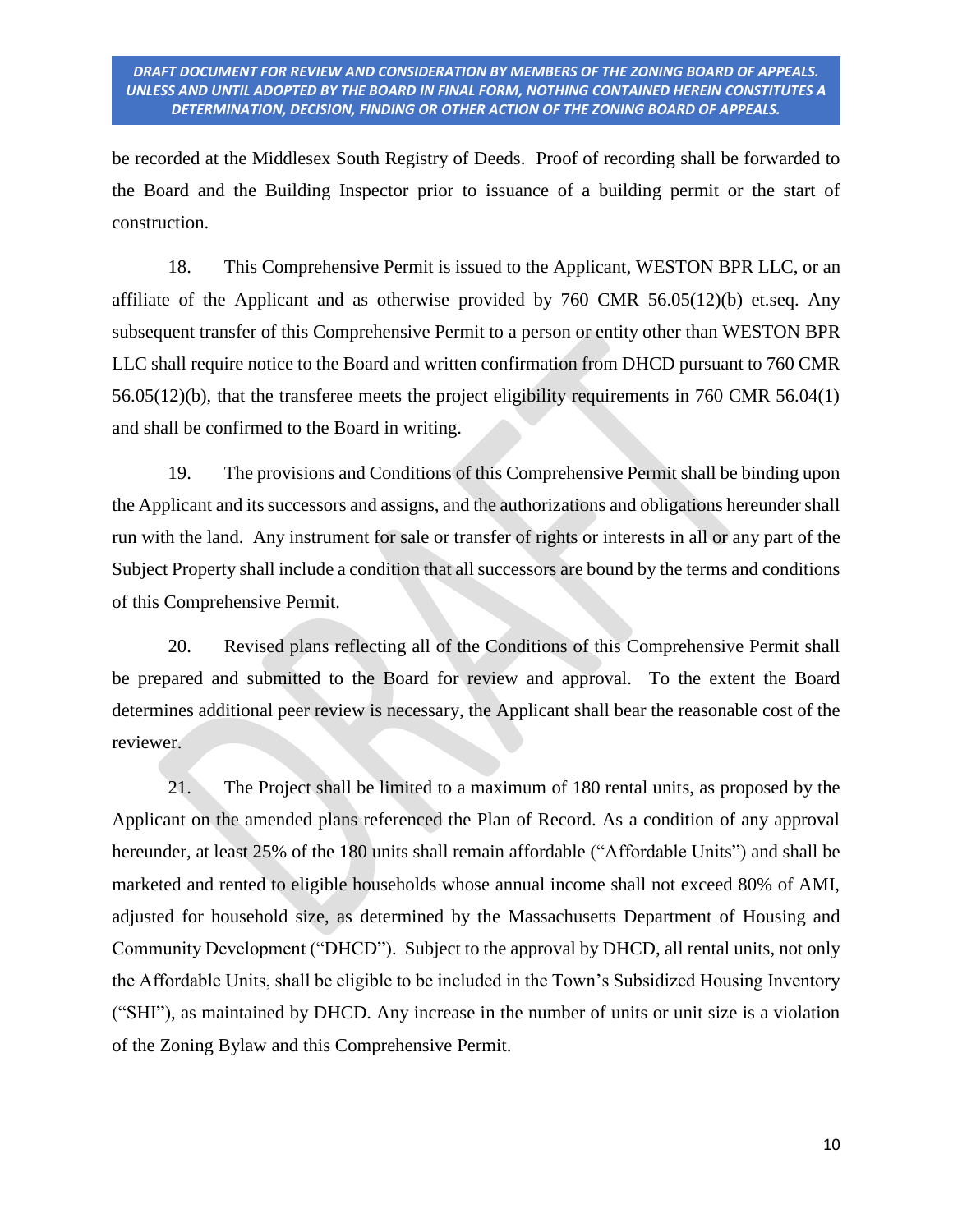be recorded at the Middlesex South Registry of Deeds. Proof of recording shall be forwarded to the Board and the Building Inspector prior to issuance of a building permit or the start of construction.

18. This Comprehensive Permit is issued to the Applicant, WESTON BPR LLC, or an affiliate of the Applicant and as otherwise provided by 760 CMR 56.05(12)(b) et.seq. Any subsequent transfer of this Comprehensive Permit to a person or entity other than WESTON BPR LLC shall require notice to the Board and written confirmation from DHCD pursuant to 760 CMR 56.05(12)(b), that the transferee meets the project eligibility requirements in 760 CMR 56.04(1) and shall be confirmed to the Board in writing.

19. The provisions and Conditions of this Comprehensive Permit shall be binding upon the Applicant and its successors and assigns, and the authorizations and obligations hereunder shall run with the land. Any instrument for sale or transfer of rights or interests in all or any part of the Subject Property shall include a condition that all successors are bound by the terms and conditions of this Comprehensive Permit.

20. Revised plans reflecting all of the Conditions of this Comprehensive Permit shall be prepared and submitted to the Board for review and approval. To the extent the Board determines additional peer review is necessary, the Applicant shall bear the reasonable cost of the reviewer.

21. The Project shall be limited to a maximum of 180 rental units, as proposed by the Applicant on the amended plans referenced the Plan of Record. As a condition of any approval hereunder, at least 25% of the 180 units shall remain affordable ("Affordable Units") and shall be marketed and rented to eligible households whose annual income shall not exceed 80% of AMI, adjusted for household size, as determined by the Massachusetts Department of Housing and Community Development ("DHCD"). Subject to the approval by DHCD, all rental units, not only the Affordable Units, shall be eligible to be included in the Town's Subsidized Housing Inventory ("SHI"), as maintained by DHCD. Any increase in the number of units or unit size is a violation of the Zoning Bylaw and this Comprehensive Permit.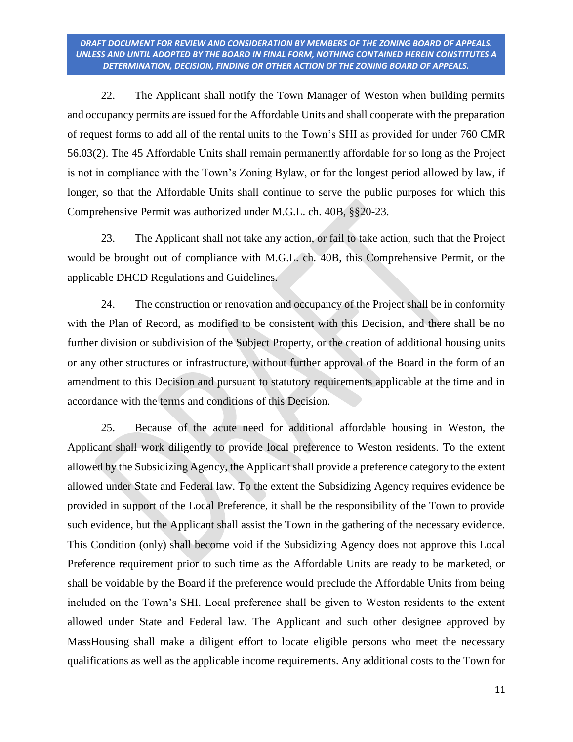DRAFT DOCUMENT FOR REVIEW AND CONSIDERATION BY MEMBERS OF THE ZONING BOARD OF APPEALS. UNLESS AND UNTIL ADOPTED BY THE BOARD IN FINAL FORM, NOTHING CONTAINED HEREIN CONSTITUTES A DETERMINATION, DECISION, FINDING OR OTHER ACTION OF THE ZONING BOARD OF APPEALS.

22. The Applicant shall notify the Town Manager of Weston when building permits and occupancy permits are issued for the Affordable Units and shall cooperate with the preparation of request forms to add all of the rental units to the Town's SHI as provided for under 760 CMR 56.03(2). The 45 Affordable Units shall remain permanently affordable for so long as the Project is not in compliance with the Town's Zoning Bylaw, or for the longest period allowed by law, if longer, so that the Affordable Units shall continue to serve the public purposes for which this Comprehensive Permit was authorized under M.G.L. ch. 40B, §§20-23.

23. The Applicant shall not take any action, or fail to take action, such that the Project would be brought out of compliance with M.G.L. ch. 40B, this Comprehensive Permit, or the applicable DHCD Regulations and Guidelines.

24. The construction or renovation and occupancy of the Project shall be in conformity with the Plan of Record, as modified to be consistent with this Decision, and there shall be no further division or subdivision of the Subject Property, or the creation of additional housing units or any other structures or infrastructure, without further approval of the Board in the form of an amendment to this Decision and pursuant to statutory requirements applicable at the time and in accordance with the terms and conditions of this Decision.

25. Because of the acute need for additional affordable housing in Weston, the Applicant shall work diligently to provide local preference to Weston residents. To the extent allowed by the Subsidizing Agency, the Applicant shall provide a preference category to the extent allowed under State and Federal law. To the extent the Subsidizing Agency requires evidence be provided in support of the Local Preference, it shall be the responsibility of the Town to provide such evidence, but the Applicant shall assist the Town in the gathering of the necessary evidence. This Condition (only) shall become void if the Subsidizing Agency does not approve this Local Preference requirement prior to such time as the Affordable Units are ready to be marketed, or shall be voidable by the Board if the preference would preclude the Affordable Units from being included on the Town's SHI. Local preference shall be given to Weston residents to the extent allowed under State and Federal law. The Applicant and such other designee approved by MassHousing shall make a diligent effort to locate eligible persons who meet the necessary qualifications as well as the applicable income requirements. Any additional costs to the Town for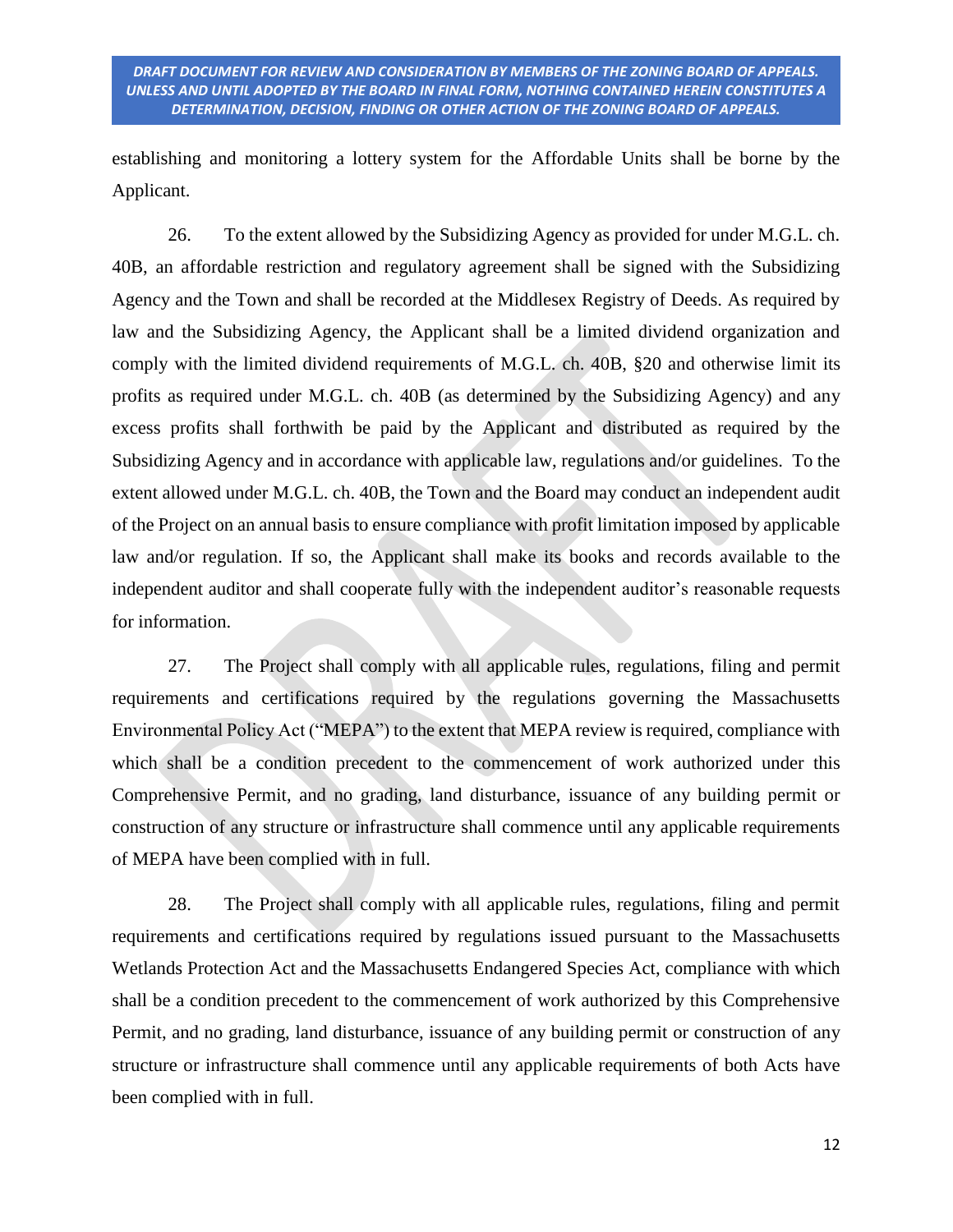establishing and monitoring a lottery system for the Affordable Units shall be borne by the Applicant.

26. To the extent allowed by the Subsidizing Agency as provided for under M.G.L. ch. 40B, an affordable restriction and regulatory agreement shall be signed with the Subsidizing Agency and the Town and shall be recorded at the Middlesex Registry of Deeds. As required by law and the Subsidizing Agency, the Applicant shall be a limited dividend organization and comply with the limited dividend requirements of M.G.L. ch. 40B, §20 and otherwise limit its profits as required under M.G.L. ch. 40B (as determined by the Subsidizing Agency) and any excess profits shall forthwith be paid by the Applicant and distributed as required by the Subsidizing Agency and in accordance with applicable law, regulations and/or guidelines. To the extent allowed under M.G.L. ch. 40B, the Town and the Board may conduct an independent audit of the Project on an annual basis to ensure compliance with profit limitation imposed by applicable law and/or regulation. If so, the Applicant shall make its books and records available to the independent auditor and shall cooperate fully with the independent auditor's reasonable requests for information.

27. The Project shall comply with all applicable rules, regulations, filing and permit requirements and certifications required by the regulations governing the Massachusetts Environmental Policy Act ("MEPA") to the extent that MEPA review is required, compliance with which shall be a condition precedent to the commencement of work authorized under this Comprehensive Permit, and no grading, land disturbance, issuance of any building permit or construction of any structure or infrastructure shall commence until any applicable requirements of MEPA have been complied with in full.

28. The Project shall comply with all applicable rules, regulations, filing and permit requirements and certifications required by regulations issued pursuant to the Massachusetts Wetlands Protection Act and the Massachusetts Endangered Species Act, compliance with which shall be a condition precedent to the commencement of work authorized by this Comprehensive Permit, and no grading, land disturbance, issuance of any building permit or construction of any structure or infrastructure shall commence until any applicable requirements of both Acts have been complied with in full.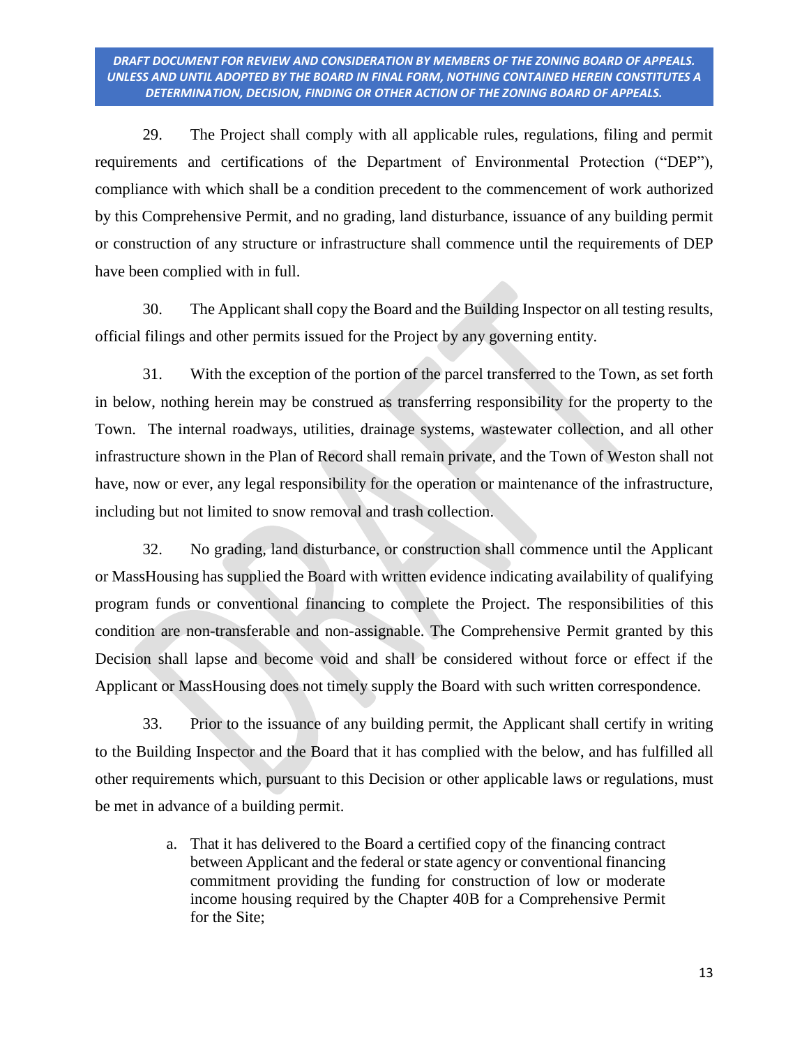DRAFT DOCUMENT FOR REVIEW AND CONSIDERATION BY MEMBERS OF THE ZONING BOARD OF APPEALS. UNLESS AND UNTIL ADOPTED BY THE BOARD IN FINAL FORM, NOTHING CONTAINED HEREIN CONSTITUTES A DETERMINATION, DECISION, FINDING OR OTHER ACTION OF THE ZONING BOARD OF APPEALS.

29. The Project shall comply with all applicable rules, regulations, filing and permit requirements and certifications of the Department of Environmental Protection ("DEP"), compliance with which shall be a condition precedent to the commencement of work authorized by this Comprehensive Permit, and no grading, land disturbance, issuance of any building permit or construction of any structure or infrastructure shall commence until the requirements of DEP have been complied with in full.

30. The Applicant shall copy the Board and the Building Inspector on all testing results, official filings and other permits issued for the Project by any governing entity.

31. With the exception of the portion of the parcel transferred to the Town, as set forth in below, nothing herein may be construed as transferring responsibility for the property to the Town. The internal roadways, utilities, drainage systems, wastewater collection, and all other infrastructure shown in the Plan of Record shall remain private, and the Town of Weston shall not have, now or ever, any legal responsibility for the operation or maintenance of the infrastructure, including but not limited to snow removal and trash collection.

32. No grading, land disturbance, or construction shall commence until the Applicant or MassHousing has supplied the Board with written evidence indicating availability of qualifying program funds or conventional financing to complete the Project. The responsibilities of this condition are non-transferable and non-assignable. The Comprehensive Permit granted by this Decision shall lapse and become void and shall be considered without force or effect if the Applicant or MassHousing does not timely supply the Board with such written correspondence.

33. Prior to the issuance of any building permit, the Applicant shall certify in writing to the Building Inspector and the Board that it has complied with the below, and has fulfilled all other requirements which, pursuant to this Decision or other applicable laws or regulations, must be met in advance of a building permit.

a. That it has delivered to the Board a certified copy of the financing contract between Applicant and the federal or state agency or conventional financing commitment providing the funding for construction of low or moderate income housing required by the Chapter 40B for a Comprehensive Permit for the Site;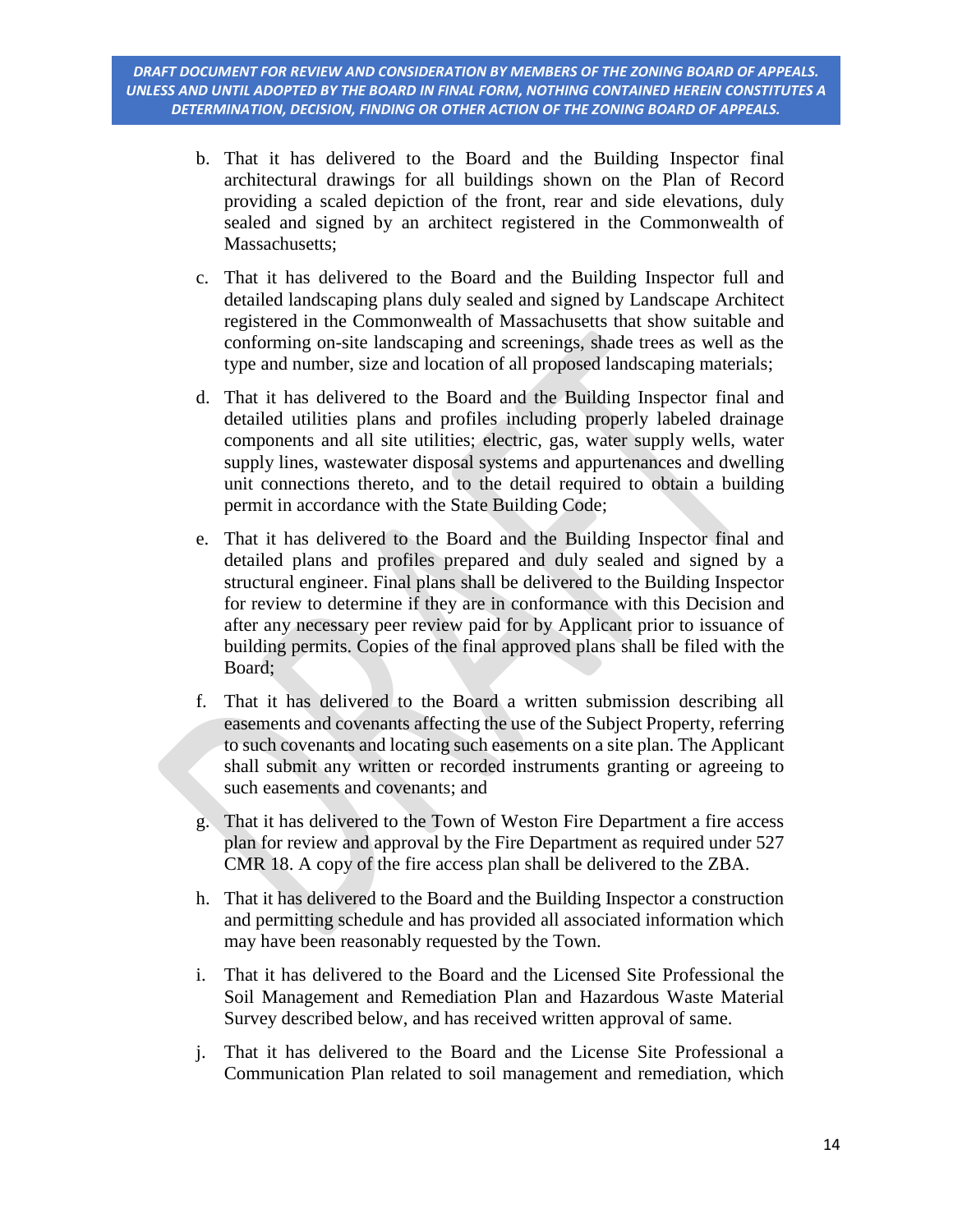DRAFT DOCUMENT FOR REVIEW AND CONSIDERATION BY MEMBERS OF THE ZONING BOARD OF APPEALS. UNLESS AND UNTIL ADOPTED BY THE BOARD IN FINAL FORM, NOTHING CONTAINED HEREIN CONSTITUTES A DETERMINATION, DECISION, FINDING OR OTHER ACTION OF THE ZONING BOARD OF APPEALS.

b. That it has delivered to the Board and the Building Inspector final architectural drawings for all buildings shown on the Plan of Record providing a scaled depiction of the front, rear and side elevations, duly sealed and signed by an architect registered in the Commonwealth of Massachusetts;

c. That it has delivered to the Board and the Building Inspector full and detailed landscaping plans duly sealed and signed by Landscape Architect registered in the Commonwealth of Massachusetts that show suitable and conforming on-site landscaping and screenings, shade trees as well as the type and number, size and location of all proposed landscaping materials;

d. That it has delivered to the Board and the Building Inspector final and detailed utilities plans and profiles including properly labeled drainage components and all site utilities; electric, gas, water supply wells, water supply lines, wastewater disposal systems and appurtenances and dwelling unit connections thereto, and to the detail required to obtain a building permit in accordance with the State Building Code;

e. That it has delivered to the Board and the Building Inspector final and detailed plans and profiles prepared and duly sealed and signed by a structural engineer. Final plans shall be delivered to the Building Inspector for review to determine if they are in conformance with this Decision and after any necessary peer review paid for by Applicant prior to issuance of building permits. Copies of the final approved plans shall be filed with the Board;

f. That it has delivered to the Board a written submission describing all easements and covenants affecting the use of the Subject Property, referring to such covenants and locating such easements on a site plan. The Applicant shall submit any written or recorded instruments granting or agreeing to such easements and covenants; and

g. That it has delivered to the Town of Weston Fire Department a fire access plan for review and approval by the Fire Department as required under 527 CMR 18. A copy of the fire access plan shall be delivered to the ZBA.

h. That it has delivered to the Board and the Building Inspector a construction and permitting schedule and has provided all associated information which may have been reasonably requested by the Town.

i. That it has delivered to the Board and the Licensed Site Professional the Soil Management and Remediation Plan and Hazardous Waste Material Survey described below, and has received written approval of same.

j. That it has delivered to the Board and the License Site Professional a Communication Plan related to soil management and remediation, which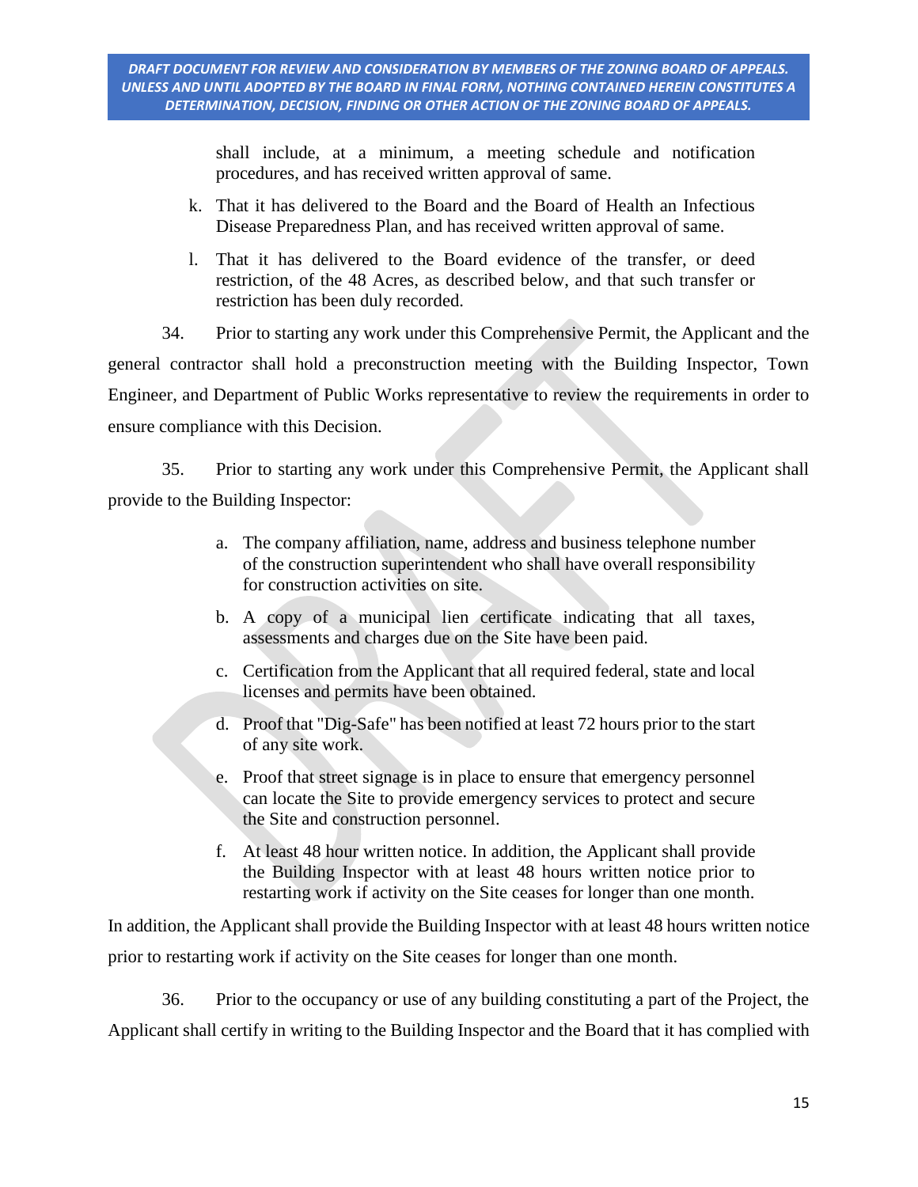shall include, at a minimum, a meeting schedule and notification procedures, and has received written approval of same.

k. That it has delivered to the Board and the Board of Health an Infectious Disease Preparedness Plan, and has received written approval of same.

l. That it has delivered to the Board evidence of the transfer, or deed restriction, of the 48 Acres, as described below, and that such transfer or restriction has been duly recorded.

34. Prior to starting any work under this Comprehensive Permit, the Applicant and the general contractor shall hold a preconstruction meeting with the Building Inspector, Town Engineer, and Department of Public Works representative to review the requirements in order to ensure compliance with this Decision.

35. Prior to starting any work under this Comprehensive Permit, the Applicant shall provide to the Building Inspector:

a. The company affiliation, name, address and business telephone number of the construction superintendent who shall have overall responsibility for construction activities on site.

b. A copy of a municipal lien certificate indicating that all taxes, assessments and charges due on the Site have been paid.

c. Certification from the Applicant that all required federal, state and local licenses and permits have been obtained.

d. Proof that "Dig-Safe" has been notified at least 72 hours prior to the start of any site work.

e. Proof that street signage is in place to ensure that emergency personnel can locate the Site to provide emergency services to protect and secure the Site and construction personnel.

f. At least 48 hour written notice. In addition, the Applicant shall provide the Building Inspector with at least 48 hours written notice prior to restarting work if activity on the Site ceases for longer than one month.

In addition, the Applicant shall provide the Building Inspector with at least 48 hours written notice prior to restarting work if activity on the Site ceases for longer than one month.

36. Prior to the occupancy or use of any building constituting a part of the Project, the Applicant shall certify in writing to the Building Inspector and the Board that it has complied with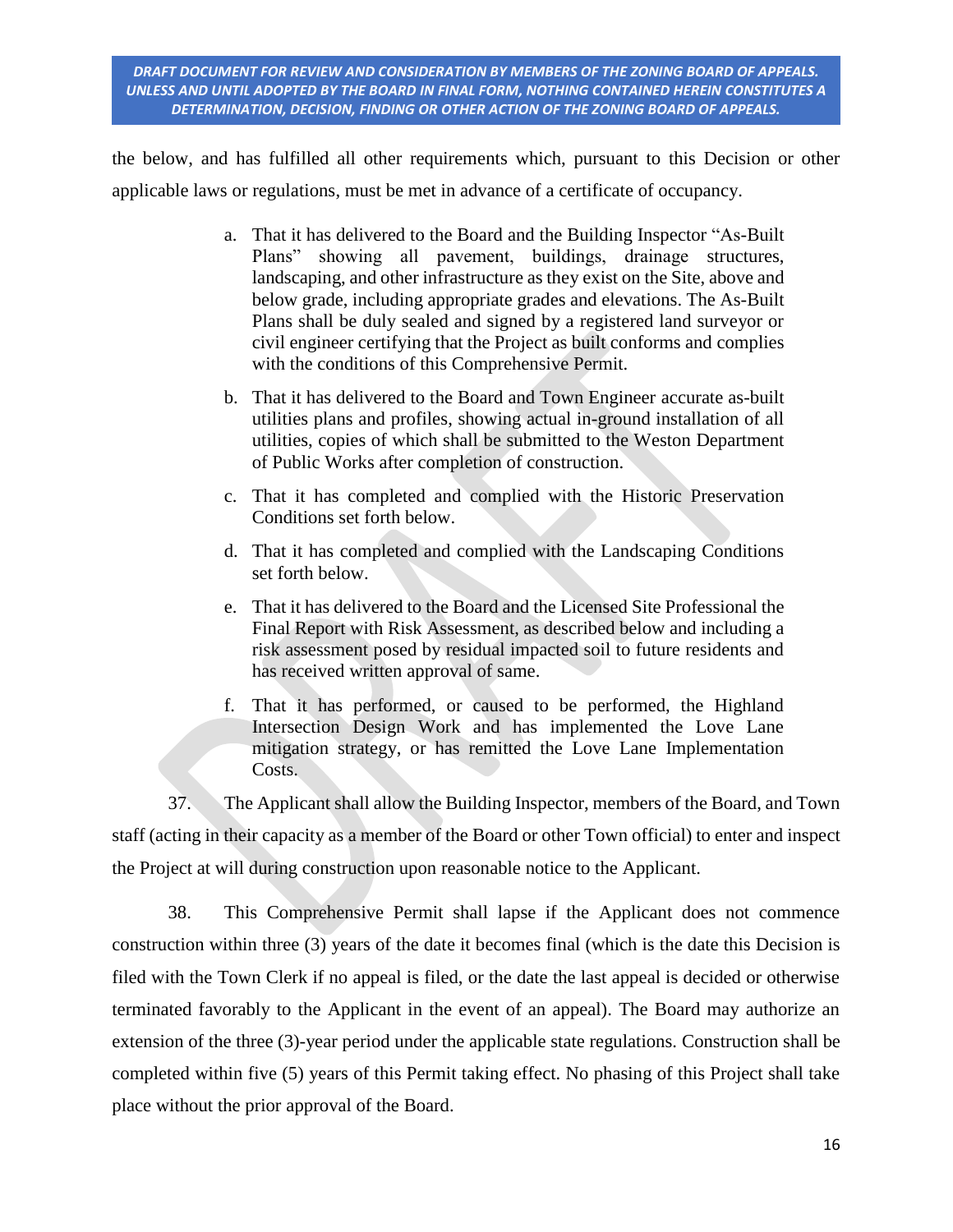the below, and has fulfilled all other requirements which, pursuant to this Decision or other applicable laws or regulations, must be met in advance of a certificate of occupancy.

a. That it has delivered to the Board and the Building Inspector "As-Built Plans" showing all pavement, buildings, drainage structures, landscaping, and other infrastructure as they exist on the Site, above and below grade, including appropriate grades and elevations. The As-Built Plans shall be duly sealed and signed by a registered land surveyor or civil engineer certifying that the Project as built conforms and complies with the conditions of this Comprehensive Permit.

b. That it has delivered to the Board and Town Engineer accurate as-built utilities plans and profiles, showing actual in-ground installation of all utilities, copies of which shall be submitted to the Weston Department of Public Works after completion of construction.

c. That it has completed and complied with the Historic Preservation Conditions set forth below.

d. That it has completed and complied with the Landscaping Conditions set forth below.

e. That it has delivered to the Board and the Licensed Site Professional the Final Report with Risk Assessment, as described below and including a risk assessment posed by residual impacted soil to future residents and has received written approval of same.

f. That it has performed, or caused to be performed, the Highland Intersection Design Work and has implemented the Love Lane mitigation strategy, or has remitted the Love Lane Implementation Costs.

37. The Applicant shall allow the Building Inspector, members of the Board, and Town staff (acting in their capacity as a member of the Board or other Town official) to enter and inspect the Project at will during construction upon reasonable notice to the Applicant.

38. This Comprehensive Permit shall lapse if the Applicant does not commence construction within three (3) years of the date it becomes final (which is the date this Decision is filed with the Town Clerk if no appeal is filed, or the date the last appeal is decided or otherwise terminated favorably to the Applicant in the event of an appeal). The Board may authorize an extension of the three (3)-year period under the applicable state regulations. Construction shall be completed within five (5) years of this Permit taking effect. No phasing of this Project shall take place without the prior approval of the Board.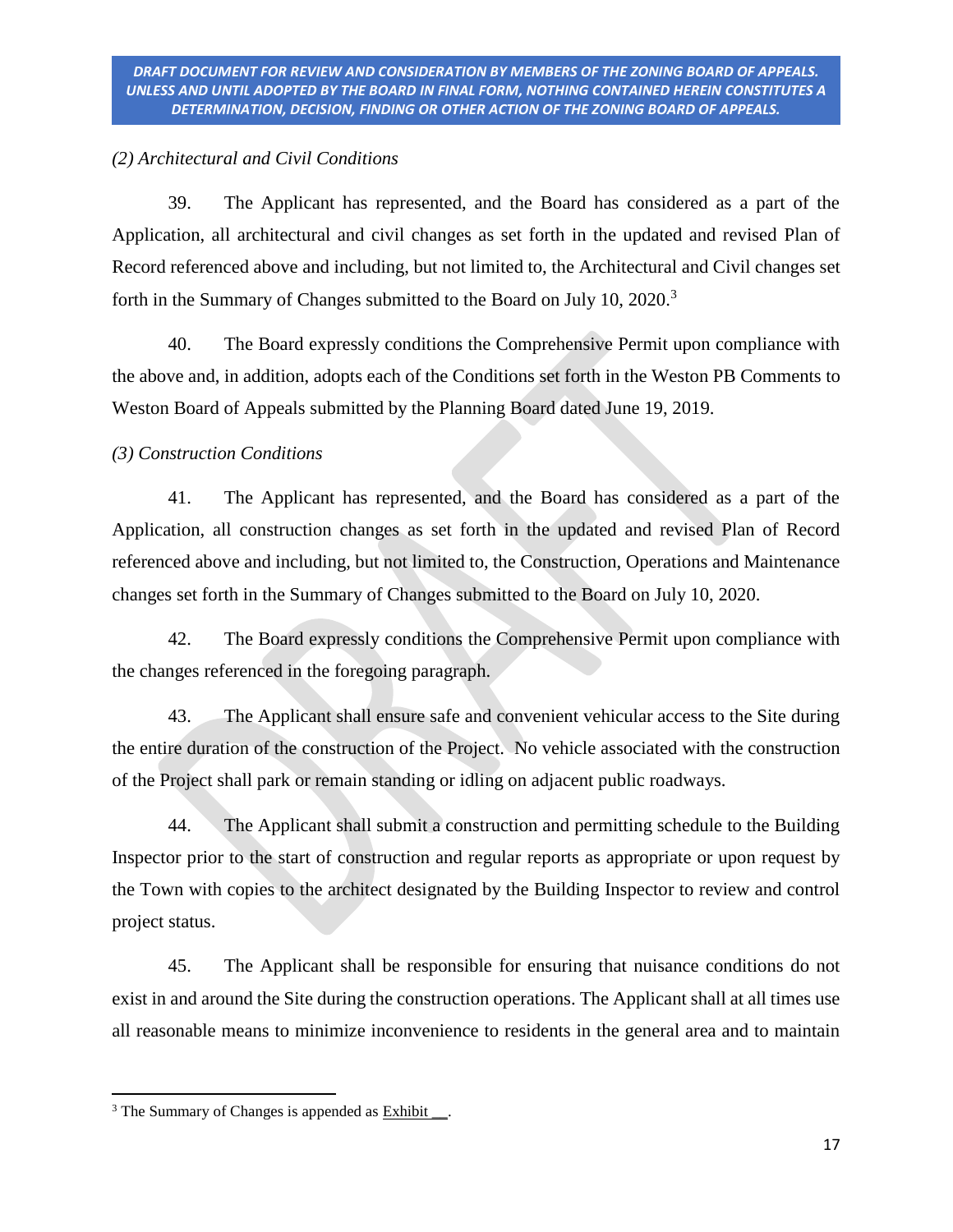*(2) Architectural and Civil Conditions*

39. The Applicant has represented, and the Board has considered as a part of the Application, all architectural and civil changes as set forth in the updated and revised Plan of Record referenced above and including, but not limited to, the Architectural and Civil changes set forth in the Summary of Changes submitted to the Board on July 10, 2020.[3]

40. The Board expressly conditions the Comprehensive Permit upon compliance with the above and, in addition, adopts each of the Conditions set forth in the Weston PB Comments to Weston Board of Appeals submitted by the Planning Board dated June 19, 2019.

*(3) Construction Conditions*

41. The Applicant has represented, and the Board has considered as a part of the Application, all construction changes as set forth in the updated and revised Plan of Record referenced above and including, but not limited to, the Construction, Operations and Maintenance changes set forth in the Summary of Changes submitted to the Board on July 10, 2020.

42. The Board expressly conditions the Comprehensive Permit upon compliance with the changes referenced in the foregoing paragraph.

43. The Applicant shall ensure safe and convenient vehicular access to the Site during the entire duration of the construction of the Project. No vehicle associated with the construction of the Project shall park or remain standing or idling on adjacent public roadways.

44. The Applicant shall submit a construction and permitting schedule to the Building Inspector prior to the start of construction and regular reports as appropriate or upon request by the Town with copies to the architect designated by the Building Inspector to review and control project status.

45. The Applicant shall be responsible for ensuring that nuisance conditions do not exist in and around the Site during the construction operations. The Applicant shall at all times use all reasonable means to minimize inconvenience to residents in the general area and to maintain

---

[3] The Summary of Changes is appended as Exhibit __.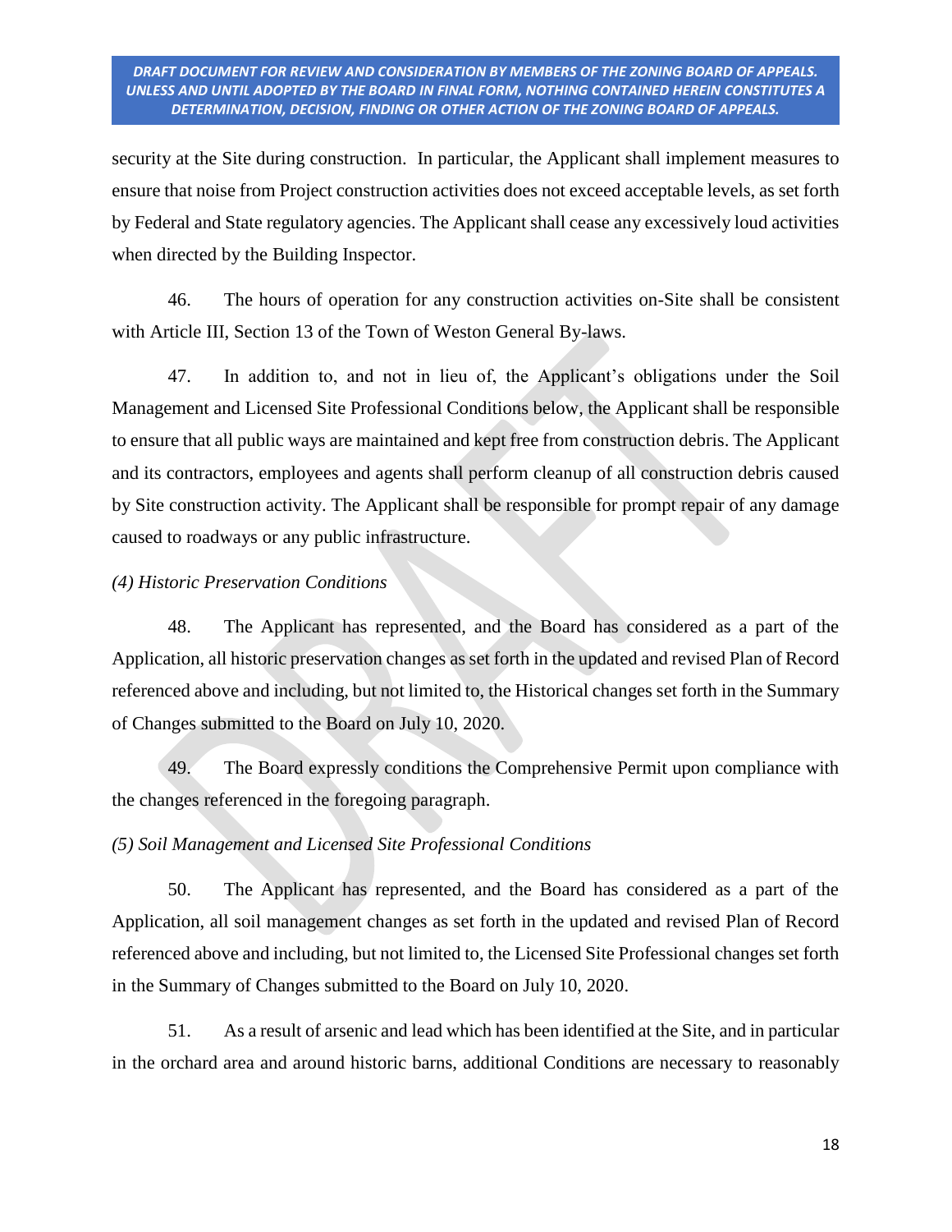security at the Site during construction. In particular, the Applicant shall implement measures to ensure that noise from Project construction activities does not exceed acceptable levels, as set forth by Federal and State regulatory agencies. The Applicant shall cease any excessively loud activities when directed by the Building Inspector.

46. The hours of operation for any construction activities on-Site shall be consistent with Article III, Section 13 of the Town of Weston General By-laws.

47. In addition to, and not in lieu of, the Applicant's obligations under the Soil Management and Licensed Site Professional Conditions below, the Applicant shall be responsible to ensure that all public ways are maintained and kept free from construction debris. The Applicant and its contractors, employees and agents shall perform cleanup of all construction debris caused by Site construction activity. The Applicant shall be responsible for prompt repair of any damage caused to roadways or any public infrastructure.

*(4) Historic Preservation Conditions*

48. The Applicant has represented, and the Board has considered as a part of the Application, all historic preservation changes as set forth in the updated and revised Plan of Record referenced above and including, but not limited to, the Historical changes set forth in the Summary of Changes submitted to the Board on July 10, 2020.

49. The Board expressly conditions the Comprehensive Permit upon compliance with the changes referenced in the foregoing paragraph.

*(5) Soil Management and Licensed Site Professional Conditions*

50. The Applicant has represented, and the Board has considered as a part of the Application, all soil management changes as set forth in the updated and revised Plan of Record referenced above and including, but not limited to, the Licensed Site Professional changes set forth in the Summary of Changes submitted to the Board on July 10, 2020.

51. As a result of arsenic and lead which has been identified at the Site, and in particular in the orchard area and around historic barns, additional Conditions are necessary to reasonably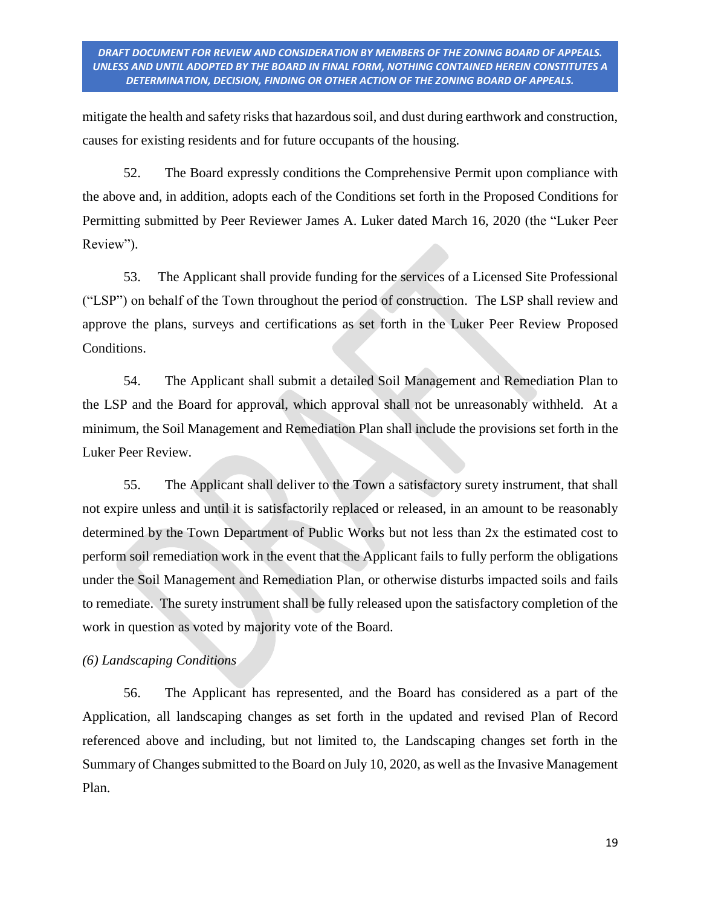mitigate the health and safety risks that hazardous soil, and dust during earthwork and construction, causes for existing residents and for future occupants of the housing.

52. The Board expressly conditions the Comprehensive Permit upon compliance with the above and, in addition, adopts each of the Conditions set forth in the Proposed Conditions for Permitting submitted by Peer Reviewer James A. Luker dated March 16, 2020 (the "Luker Peer Review").

53. The Applicant shall provide funding for the services of a Licensed Site Professional ("LSP") on behalf of the Town throughout the period of construction. The LSP shall review and approve the plans, surveys and certifications as set forth in the Luker Peer Review Proposed Conditions.

54. The Applicant shall submit a detailed Soil Management and Remediation Plan to the LSP and the Board for approval, which approval shall not be unreasonably withheld. At a minimum, the Soil Management and Remediation Plan shall include the provisions set forth in the Luker Peer Review.

55. The Applicant shall deliver to the Town a satisfactory surety instrument, that shall not expire unless and until it is satisfactorily replaced or released, in an amount to be reasonably determined by the Town Department of Public Works but not less than 2x the estimated cost to perform soil remediation work in the event that the Applicant fails to fully perform the obligations under the Soil Management and Remediation Plan, or otherwise disturbs impacted soils and fails to remediate. The surety instrument shall be fully released upon the satisfactory completion of the work in question as voted by majority vote of the Board.

*(6) Landscaping Conditions*

56. The Applicant has represented, and the Board has considered as a part of the Application, all landscaping changes as set forth in the updated and revised Plan of Record referenced above and including, but not limited to, the Landscaping changes set forth in the Summary of Changes submitted to the Board on July 10, 2020, as well as the Invasive Management Plan.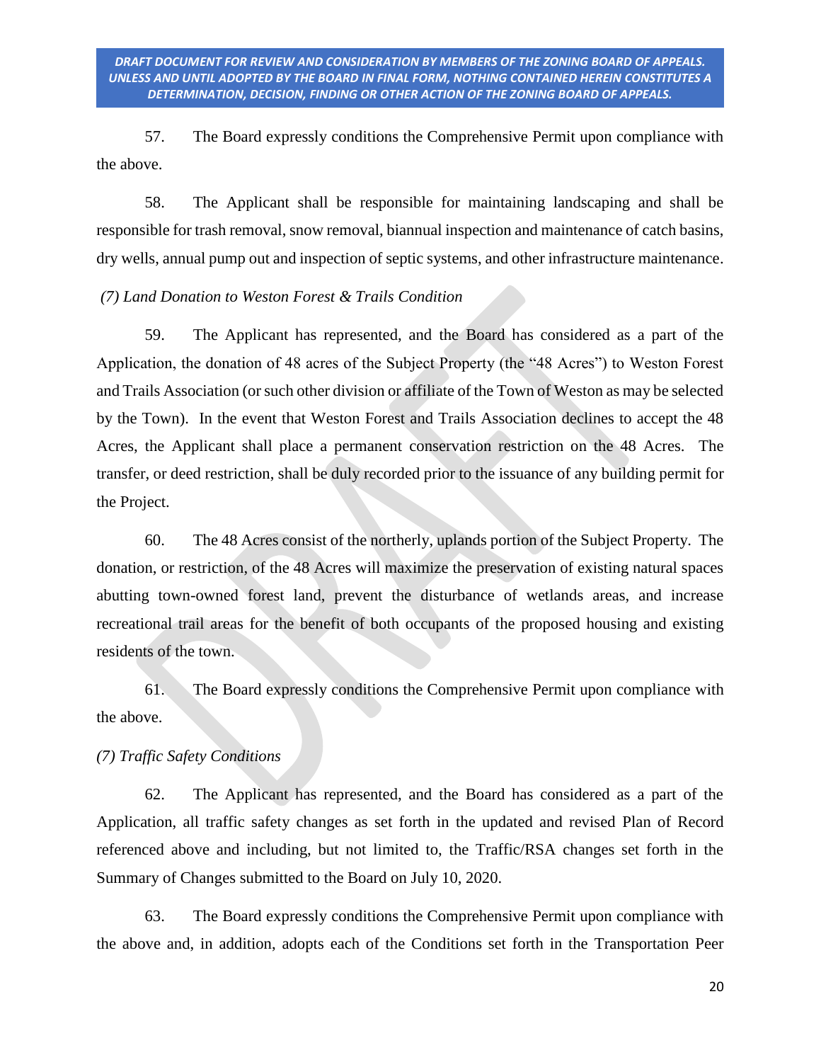DRAFT DOCUMENT FOR REVIEW AND CONSIDERATION BY MEMBERS OF THE ZONING BOARD OF APPEALS. UNLESS AND UNTIL ADOPTED BY THE BOARD IN FINAL FORM, NOTHING CONTAINED HEREIN CONSTITUTES A DETERMINATION, DECISION, FINDING OR OTHER ACTION OF THE ZONING BOARD OF APPEALS.

57. The Board expressly conditions the Comprehensive Permit upon compliance with the above.

58. The Applicant shall be responsible for maintaining landscaping and shall be responsible for trash removal, snow removal, biannual inspection and maintenance of catch basins, dry wells, annual pump out and inspection of septic systems, and other infrastructure maintenance.

*(7) Land Donation to Weston Forest & Trails Condition*

59. The Applicant has represented, and the Board has considered as a part of the Application, the donation of 48 acres of the Subject Property (the "48 Acres") to Weston Forest and Trails Association (or such other division or affiliate of the Town of Weston as may be selected by the Town). In the event that Weston Forest and Trails Association declines to accept the 48 Acres, the Applicant shall place a permanent conservation restriction on the 48 Acres. The transfer, or deed restriction, shall be duly recorded prior to the issuance of any building permit for the Project.

60. The 48 Acres consist of the northerly, uplands portion of the Subject Property. The donation, or restriction, of the 48 Acres will maximize the preservation of existing natural spaces abutting town-owned forest land, prevent the disturbance of wetlands areas, and increase recreational trail areas for the benefit of both occupants of the proposed housing and existing residents of the town.

61. The Board expressly conditions the Comprehensive Permit upon compliance with the above.

*(7) Traffic Safety Conditions*

62. The Applicant has represented, and the Board has considered as a part of the Application, all traffic safety changes as set forth in the updated and revised Plan of Record referenced above and including, but not limited to, the Traffic/RSA changes set forth in the Summary of Changes submitted to the Board on July 10, 2020.

63. The Board expressly conditions the Comprehensive Permit upon compliance with the above and, in addition, adopts each of the Conditions set forth in the Transportation Peer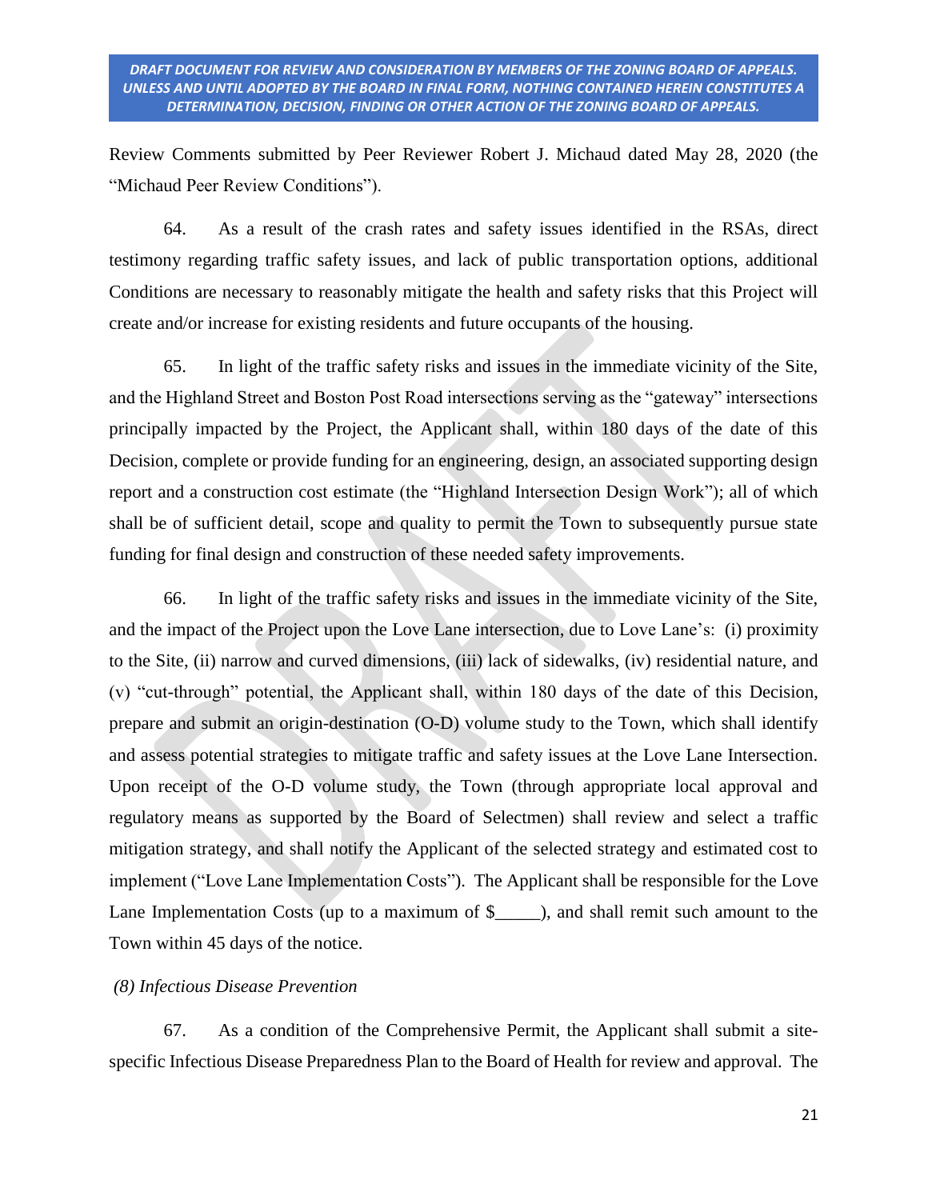Review Comments submitted by Peer Reviewer Robert J. Michaud dated May 28, 2020 (the "Michaud Peer Review Conditions").

64. As a result of the crash rates and safety issues identified in the RSAs, direct testimony regarding traffic safety issues, and lack of public transportation options, additional Conditions are necessary to reasonably mitigate the health and safety risks that this Project will create and/or increase for existing residents and future occupants of the housing.

65. In light of the traffic safety risks and issues in the immediate vicinity of the Site, and the Highland Street and Boston Post Road intersections serving as the "gateway" intersections principally impacted by the Project, the Applicant shall, within 180 days of the date of this Decision, complete or provide funding for an engineering, design, an associated supporting design report and a construction cost estimate (the "Highland Intersection Design Work"); all of which shall be of sufficient detail, scope and quality to permit the Town to subsequently pursue state funding for final design and construction of these needed safety improvements.

66. In light of the traffic safety risks and issues in the immediate vicinity of the Site, and the impact of the Project upon the Love Lane intersection, due to Love Lane's: (i) proximity to the Site, (ii) narrow and curved dimensions, (iii) lack of sidewalks, (iv) residential nature, and (v) "cut-through" potential, the Applicant shall, within 180 days of the date of this Decision, prepare and submit an origin-destination (O-D) volume study to the Town, which shall identify and assess potential strategies to mitigate traffic and safety issues at the Love Lane Intersection. Upon receipt of the O-D volume study, the Town (through appropriate local approval and regulatory means as supported by the Board of Selectmen) shall review and select a traffic mitigation strategy, and shall notify the Applicant of the selected strategy and estimated cost to implement ("Love Lane Implementation Costs"). The Applicant shall be responsible for the Love Lane Implementation Costs (up to a maximum of $_____), and shall remit such amount to the Town within 45 days of the notice.

*(8) Infectious Disease Prevention*

67. As a condition of the Comprehensive Permit, the Applicant shall submit a site-specific Infectious Disease Preparedness Plan to the Board of Health for review and approval. The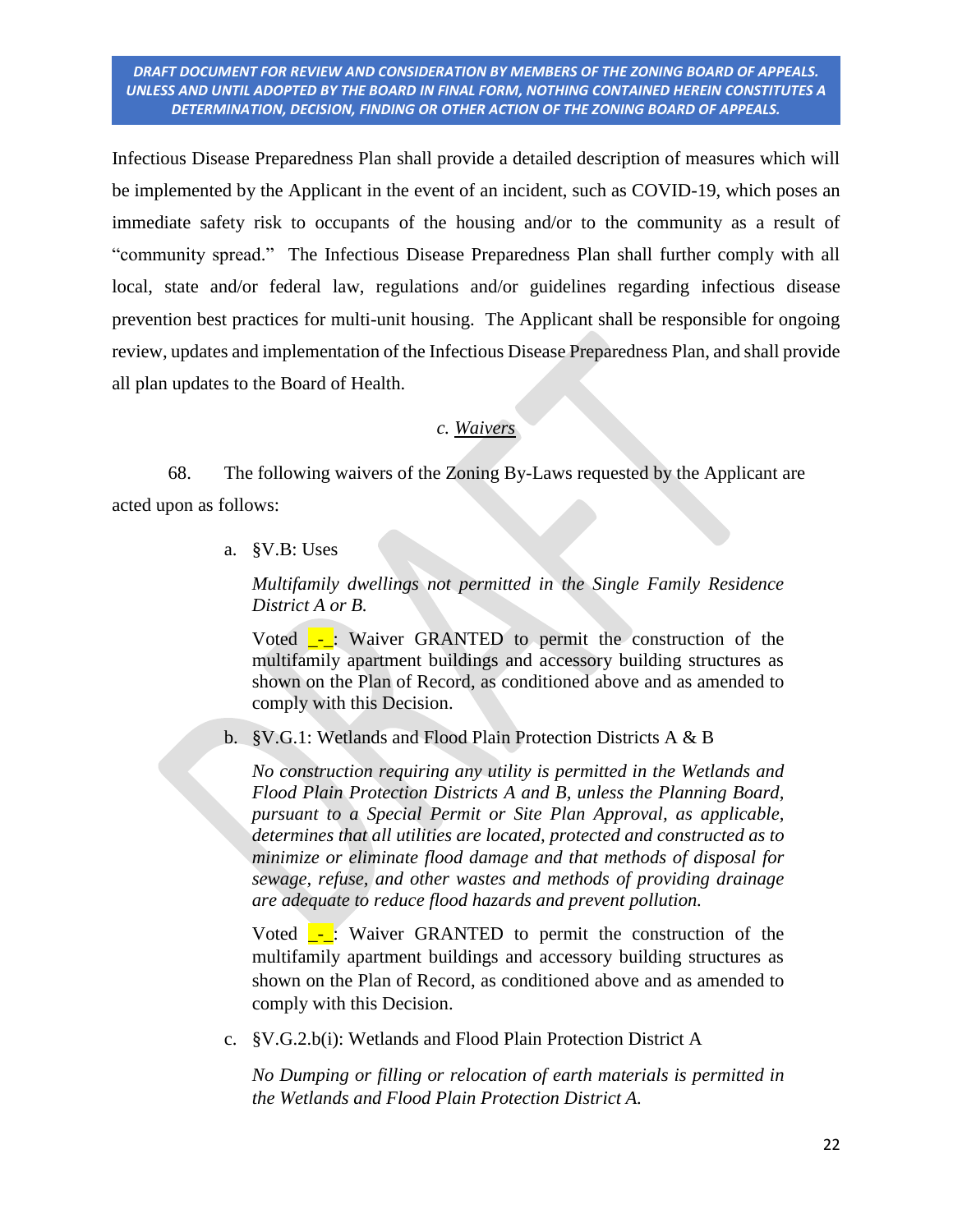DRAFT DOCUMENT FOR REVIEW AND CONSIDERATION BY MEMBERS OF THE ZONING BOARD OF APPEALS. UNLESS AND UNTIL ADOPTED BY THE BOARD IN FINAL FORM, NOTHING CONTAINED HEREIN CONSTITUTES A DETERMINATION, DECISION, FINDING OR OTHER ACTION OF THE ZONING BOARD OF APPEALS.

Infectious Disease Preparedness Plan shall provide a detailed description of measures which will be implemented by the Applicant in the event of an incident, such as COVID-19, which poses an immediate safety risk to occupants of the housing and/or to the community as a result of "community spread." The Infectious Disease Preparedness Plan shall further comply with all local, state and/or federal law, regulations and/or guidelines regarding infectious disease prevention best practices for multi-unit housing. The Applicant shall be responsible for ongoing review, updates and implementation of the Infectious Disease Preparedness Plan, and shall provide all plan updates to the Board of Health.

### c. Waivers

68. The following waivers of the Zoning By-Laws requested by the Applicant are acted upon as follows:

a. §V.B: Uses

*Multifamily dwellings not permitted in the Single Family Residence District A or B.*

Voted _-_: Waiver GRANTED to permit the construction of the multifamily apartment buildings and accessory building structures as shown on the Plan of Record, as conditioned above and as amended to comply with this Decision.

b. §V.G.1: Wetlands and Flood Plain Protection Districts A & B

*No construction requiring any utility is permitted in the Wetlands and Flood Plain Protection Districts A and B, unless the Planning Board, pursuant to a Special Permit or Site Plan Approval, as applicable, determines that all utilities are located, protected and constructed as to minimize or eliminate flood damage and that methods of disposal for sewage, refuse, and other wastes and methods of providing drainage are adequate to reduce flood hazards and prevent pollution.*

Voted _-_: Waiver GRANTED to permit the construction of the multifamily apartment buildings and accessory building structures as shown on the Plan of Record, as conditioned above and as amended to comply with this Decision.

c. §V.G.2.b(i): Wetlands and Flood Plain Protection District A

*No Dumping or filling or relocation of earth materials is permitted in the Wetlands and Flood Plain Protection District A.*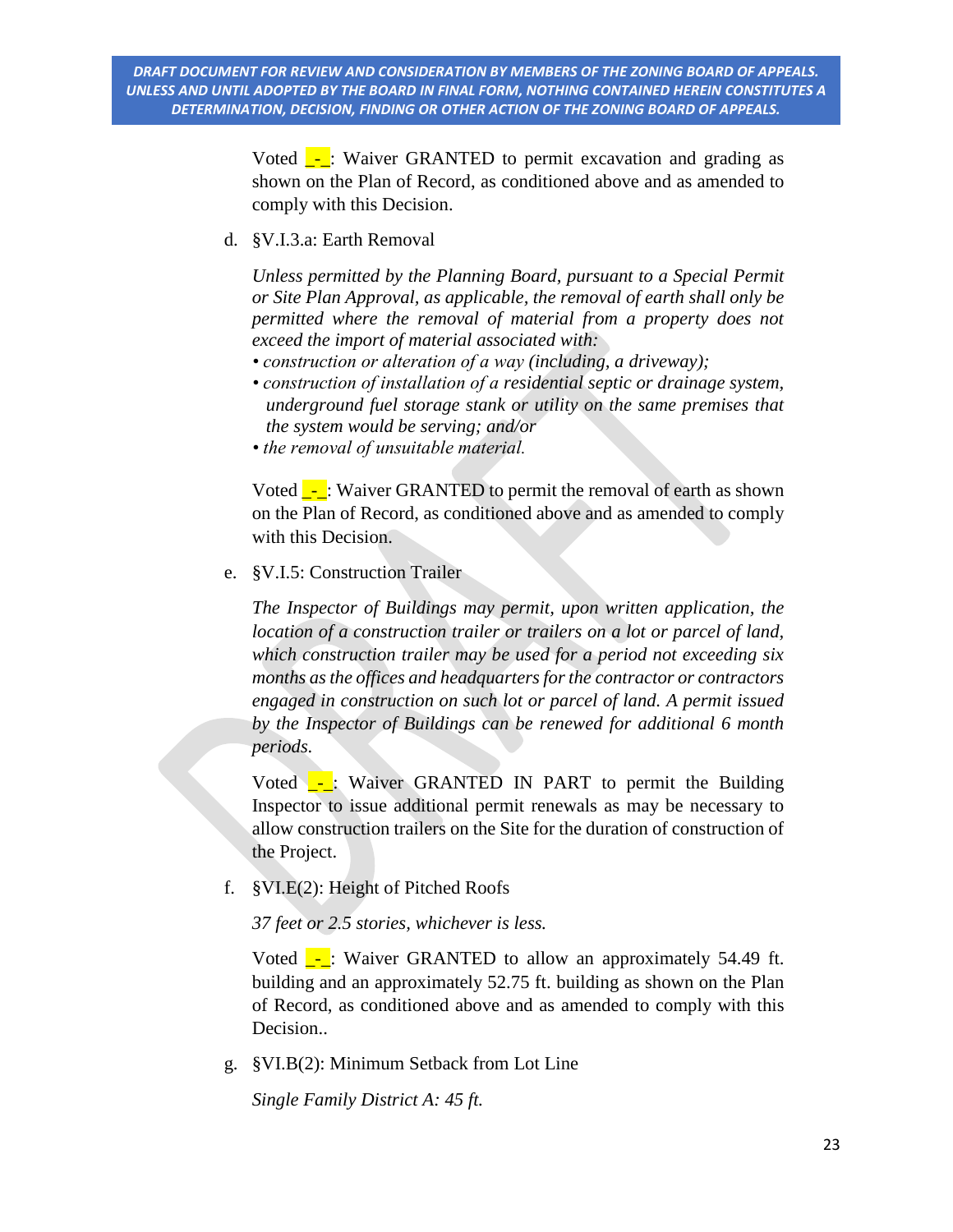DRAFT DOCUMENT FOR REVIEW AND CONSIDERATION BY MEMBERS OF THE ZONING BOARD OF APPEALS. UNLESS AND UNTIL ADOPTED BY THE BOARD IN FINAL FORM, NOTHING CONTAINED HEREIN CONSTITUTES A DETERMINATION, DECISION, FINDING OR OTHER ACTION OF THE ZONING BOARD OF APPEALS.

Voted _-_: Waiver GRANTED to permit excavation and grading as shown on the Plan of Record, as conditioned above and as amended to comply with this Decision.

d. §V.I.3.a: Earth Removal

*Unless permitted by the Planning Board, pursuant to a Special Permit or Site Plan Approval, as applicable, the removal of earth shall only be permitted where the removal of material from a property does not exceed the import of material associated with:*
- *construction or alteration of a way (including, a driveway);*
- *construction of installation of a residential septic or drainage system, underground fuel storage stank or utility on the same premises that the system would be serving; and/or*
- *the removal of unsuitable material.*

Voted _-_: Waiver GRANTED to permit the removal of earth as shown on the Plan of Record, as conditioned above and as amended to comply with this Decision.

e. §V.I.5: Construction Trailer

*The Inspector of Buildings may permit, upon written application, the location of a construction trailer or trailers on a lot or parcel of land, which construction trailer may be used for a period not exceeding six months as the offices and headquarters for the contractor or contractors engaged in construction on such lot or parcel of land. A permit issued by the Inspector of Buildings can be renewed for additional 6 month periods.*

Voted _-_: Waiver GRANTED IN PART to permit the Building Inspector to issue additional permit renewals as may be necessary to allow construction trailers on the Site for the duration of construction of the Project.

f. §VI.E(2): Height of Pitched Roofs

*37 feet or 2.5 stories, whichever is less.*

Voted _-_: Waiver GRANTED to allow an approximately 54.49 ft. building and an approximately 52.75 ft. building as shown on the Plan of Record, as conditioned above and as amended to comply with this Decision..

g. §VI.B(2): Minimum Setback from Lot Line

*Single Family District A: 45 ft.*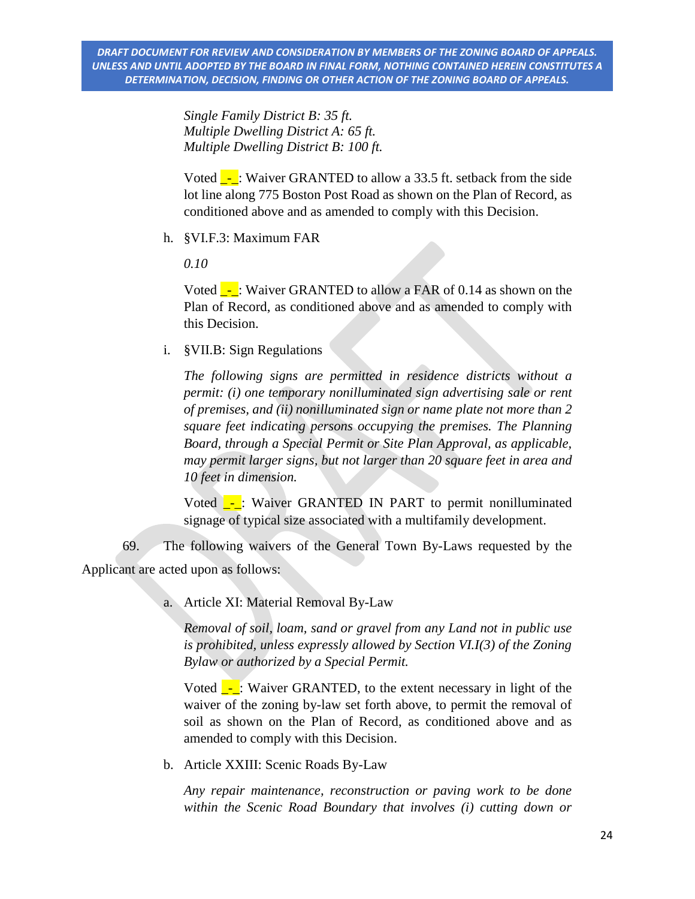DRAFT DOCUMENT FOR REVIEW AND CONSIDERATION BY MEMBERS OF THE ZONING BOARD OF APPEALS. UNLESS AND UNTIL ADOPTED BY THE BOARD IN FINAL FORM, NOTHING CONTAINED HEREIN CONSTITUTES A DETERMINATION, DECISION, FINDING OR OTHER ACTION OF THE ZONING BOARD OF APPEALS.

*Single Family District B: 35 ft.*
*Multiple Dwelling District A: 65 ft.*
*Multiple Dwelling District B: 100 ft.*

Voted _-_: Waiver GRANTED to allow a 33.5 ft. setback from the side lot line along 775 Boston Post Road as shown on the Plan of Record, as conditioned above and as amended to comply with this Decision.

h. §VI.F.3: Maximum FAR

*0.10*

Voted _-_: Waiver GRANTED to allow a FAR of 0.14 as shown on the Plan of Record, as conditioned above and as amended to comply with this Decision.

i. §VII.B: Sign Regulations

*The following signs are permitted in residence districts without a permit: (i) one temporary nonilluminated sign advertising sale or rent of premises, and (ii) nonilluminated sign or name plate not more than 2 square feet indicating persons occupying the premises. The Planning Board, through a Special Permit or Site Plan Approval, as applicable, may permit larger signs, but not larger than 20 square feet in area and 10 feet in dimension.*

Voted _-_: Waiver GRANTED IN PART to permit nonilluminated signage of typical size associated with a multifamily development.

69. The following waivers of the General Town By-Laws requested by the Applicant are acted upon as follows:

a. Article XI: Material Removal By-Law

*Removal of soil, loam, sand or gravel from any Land not in public use is prohibited, unless expressly allowed by Section VI.I(3) of the Zoning Bylaw or authorized by a Special Permit.*

Voted _-_: Waiver GRANTED, to the extent necessary in light of the waiver of the zoning by-law set forth above, to permit the removal of soil as shown on the Plan of Record, as conditioned above and as amended to comply with this Decision.

b. Article XXIII: Scenic Roads By-Law

*Any repair maintenance, reconstruction or paving work to be done within the Scenic Road Boundary that involves (i) cutting down or*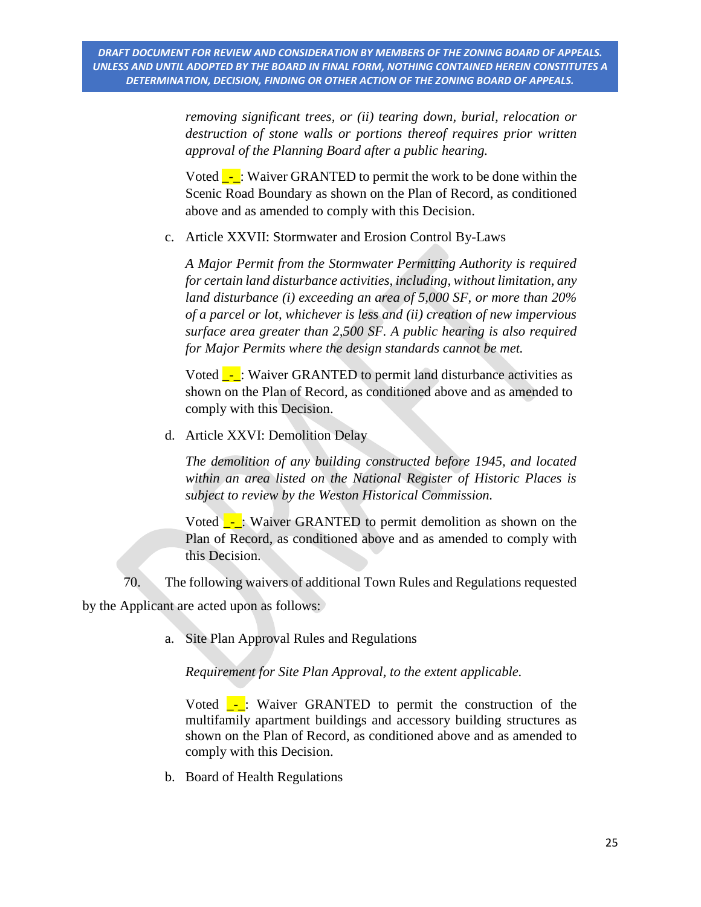*removing significant trees, or (ii) tearing down, burial, relocation or destruction of stone walls or portions thereof requires prior written approval of the Planning Board after a public hearing.*

Voted _-_: Waiver GRANTED to permit the work to be done within the Scenic Road Boundary as shown on the Plan of Record, as conditioned above and as amended to comply with this Decision.

c. Article XXVII: Stormwater and Erosion Control By-Laws

*A Major Permit from the Stormwater Permitting Authority is required for certain land disturbance activities, including, without limitation, any land disturbance (i) exceeding an area of 5,000 SF, or more than 20% of a parcel or lot, whichever is less and (ii) creation of new impervious surface area greater than 2,500 SF. A public hearing is also required for Major Permits where the design standards cannot be met.*

Voted _-_: Waiver GRANTED to permit land disturbance activities as shown on the Plan of Record, as conditioned above and as amended to comply with this Decision.

d. Article XXVI: Demolition Delay

*The demolition of any building constructed before 1945, and located within an area listed on the National Register of Historic Places is subject to review by the Weston Historical Commission.*

Voted _-_: Waiver GRANTED to permit demolition as shown on the Plan of Record, as conditioned above and as amended to comply with this Decision.

70. The following waivers of additional Town Rules and Regulations requested by the Applicant are acted upon as follows:

a. Site Plan Approval Rules and Regulations

*Requirement for Site Plan Approval, to the extent applicable.*

Voted _-_: Waiver GRANTED to permit the construction of the multifamily apartment buildings and accessory building structures as shown on the Plan of Record, as conditioned above and as amended to comply with this Decision.

b. Board of Health Regulations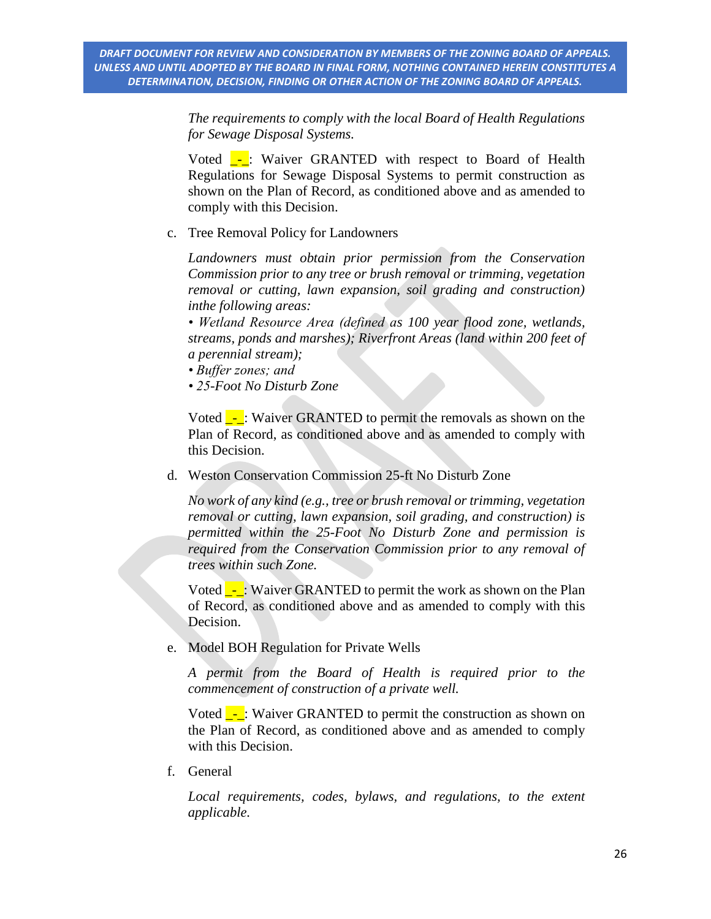*The requirements to comply with the local Board of Health Regulations for Sewage Disposal Systems.*

Voted _-_: Waiver GRANTED with respect to Board of Health Regulations for Sewage Disposal Systems to permit construction as shown on the Plan of Record, as conditioned above and as amended to comply with this Decision.

c. Tree Removal Policy for Landowners

*Landowners must obtain prior permission from the Conservation Commission prior to any tree or brush removal or trimming, vegetation removal or cutting, lawn expansion, soil grading and construction) inthe following areas:*

*• Wetland Resource Area (defined as 100 year flood zone, wetlands, streams, ponds and marshes); Riverfront Areas (land within 200 feet of a perennial stream);*

*• Buffer zones; and*

*• 25-Foot No Disturb Zone*

Voted _-_: Waiver GRANTED to permit the removals as shown on the Plan of Record, as conditioned above and as amended to comply with this Decision.

d. Weston Conservation Commission 25-ft No Disturb Zone

*No work of any kind (e.g., tree or brush removal or trimming, vegetation removal or cutting, lawn expansion, soil grading, and construction) is permitted within the 25-Foot No Disturb Zone and permission is required from the Conservation Commission prior to any removal of trees within such Zone.*

Voted _-_: Waiver GRANTED to permit the work as shown on the Plan of Record, as conditioned above and as amended to comply with this Decision.

e. Model BOH Regulation for Private Wells

*A permit from the Board of Health is required prior to the commencement of construction of a private well.*

Voted _-_: Waiver GRANTED to permit the construction as shown on the Plan of Record, as conditioned above and as amended to comply with this Decision.

f. General

*Local requirements, codes, bylaws, and regulations, to the extent applicable.*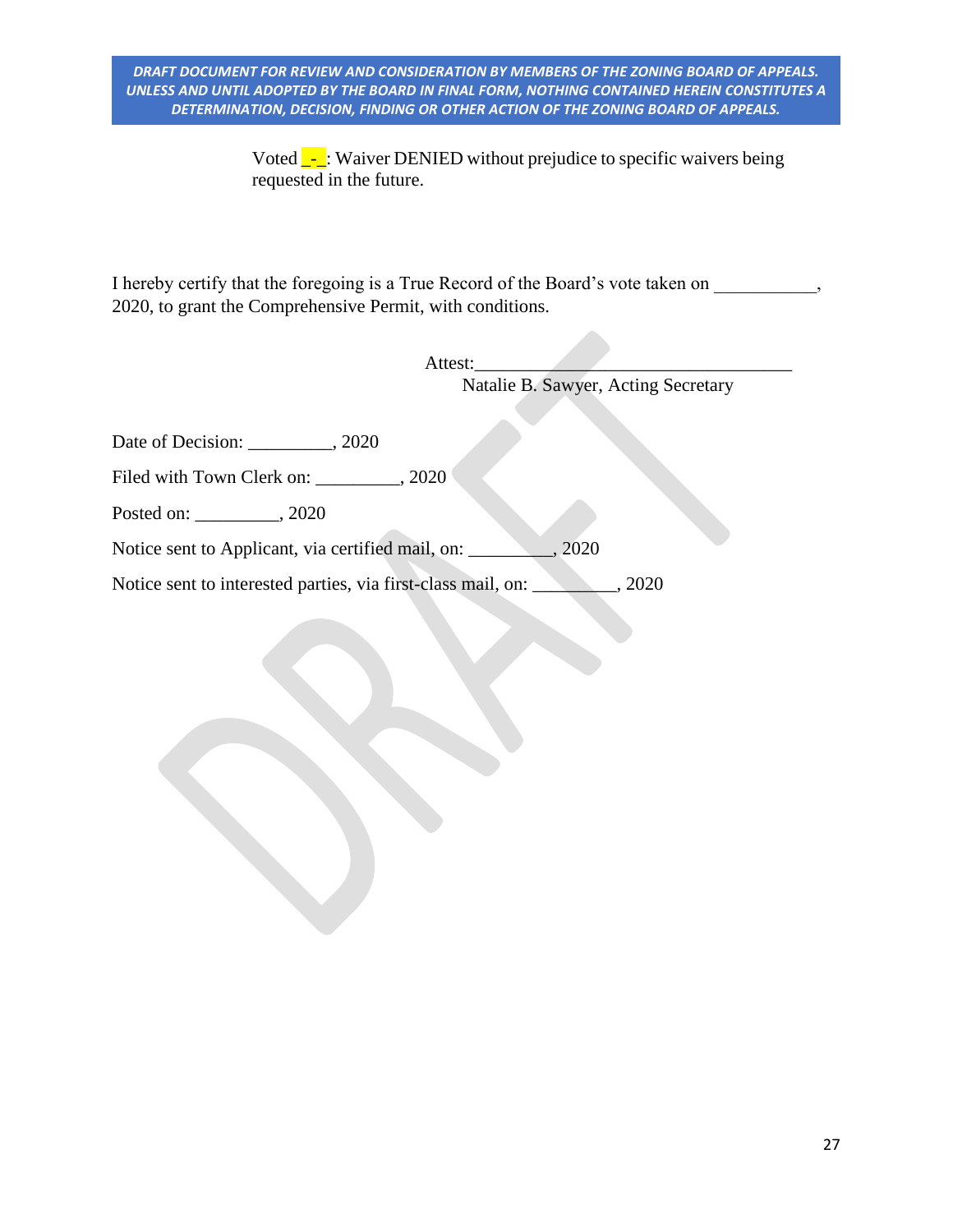**DRAFT DOCUMENT FOR REVIEW AND CONSIDERATION BY MEMBERS OF THE ZONING BOARD OF APPEALS. UNLESS AND UNTIL ADOPTED BY THE BOARD IN FINAL FORM, NOTHING CONTAINED HEREIN CONSTITUTES A DETERMINATION, DECISION, FINDING OR OTHER ACTION OF THE ZONING BOARD OF APPEALS.**

Voted _-_: Waiver DENIED without prejudice to specific waivers being requested in the future.

I hereby certify that the foregoing is a True Record of the Board's vote taken on ___________, 2020, to grant the Comprehensive Permit, with conditions.

Attest:____________________________________
Natalie B. Sawyer, Acting Secretary

Date of Decision: _________, 2020

Filed with Town Clerk on: _________, 2020

Posted on: _________, 2020

Notice sent to Applicant, via certified mail, on: _________, 2020

Notice sent to interested parties, via first-class mail, on: _________, 2020